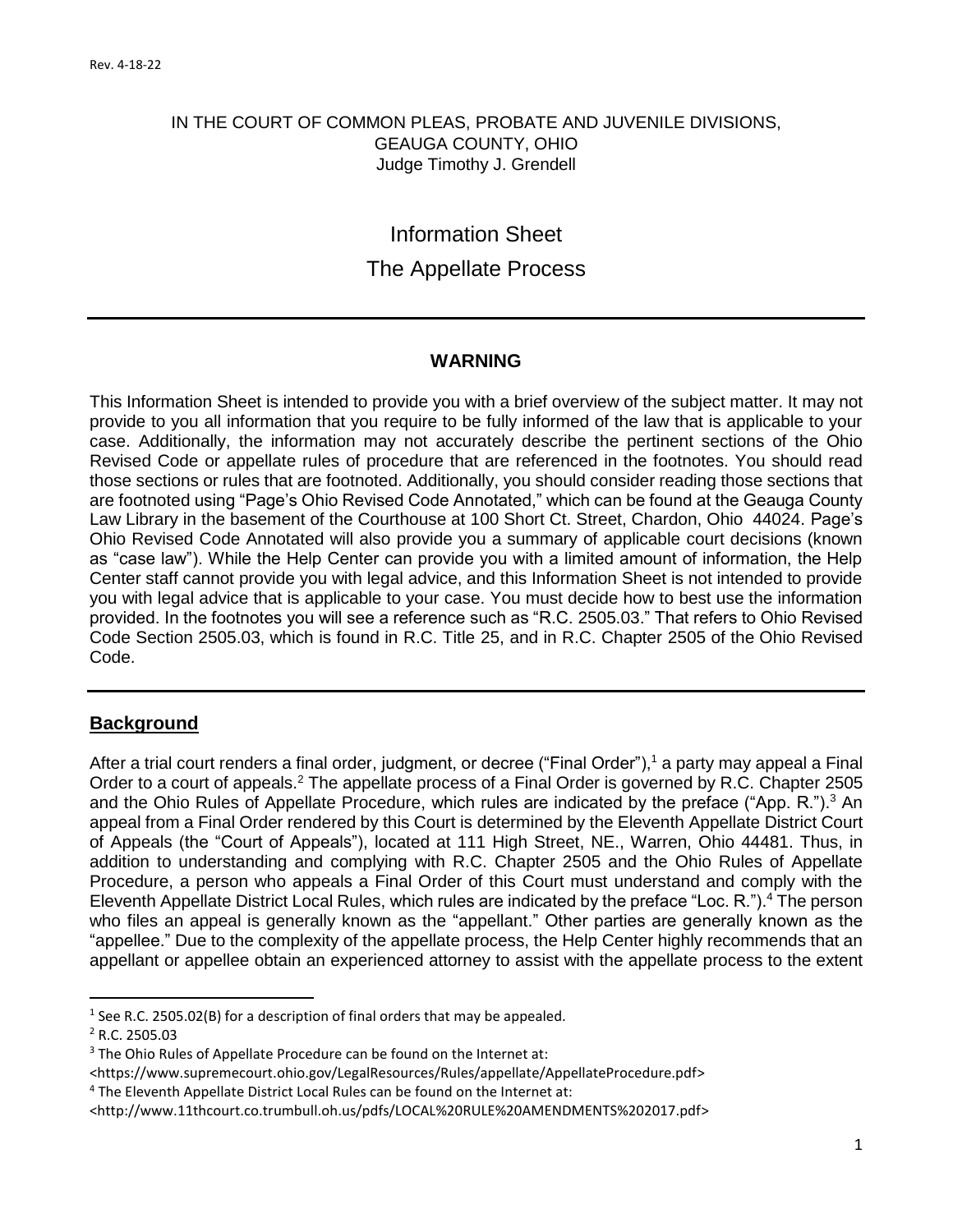Rev. 4-18-22

IN THE COURT OF COMMON PLEAS, PROBATE AND JUVENILE DIVISIONS,
GEAUGA COUNTY, OHIO
Judge Timothy J. Grendell

# Information Sheet

# The Appellate Process

---

### WARNING

This Information Sheet is intended to provide you with a brief overview of the subject matter. It may not provide to you all information that you require to be fully informed of the law that is applicable to your case. Additionally, the information may not accurately describe the pertinent sections of the Ohio Revised Code or appellate rules of procedure that are referenced in the footnotes. You should read those sections or rules that are footnoted. Additionally, you should consider reading those sections that are footnoted using "Page's Ohio Revised Code Annotated," which can be found at the Geauga County Law Library in the basement of the Courthouse at 100 Short Ct. Street, Chardon, Ohio 44024. Page's Ohio Revised Code Annotated will also provide you a summary of applicable court decisions (known as "case law"). While the Help Center can provide you with a limited amount of information, the Help Center staff cannot provide you with legal advice, and this Information Sheet is not intended to provide you with legal advice that is applicable to your case. You must decide how to best use the information provided. In the footnotes you will see a reference such as "R.C. 2505.03." That refers to Ohio Revised Code Section 2505.03, which is found in R.C. Title 25, and in R.C. Chapter 2505 of the Ohio Revised Code.

---

## Background

After a trial court renders a final order, judgment, or decree ("Final Order"),[1] a party may appeal a Final Order to a court of appeals.[2] The appellate process of a Final Order is governed by R.C. Chapter 2505 and the Ohio Rules of Appellate Procedure, which rules are indicated by the preface ("App. R.").[3] An appeal from a Final Order rendered by this Court is determined by the Eleventh Appellate District Court of Appeals (the "Court of Appeals"), located at 111 High Street, NE., Warren, Ohio 44481. Thus, in addition to understanding and complying with R.C. Chapter 2505 and the Ohio Rules of Appellate Procedure, a person who appeals a Final Order of this Court must understand and comply with the Eleventh Appellate District Local Rules, which rules are indicated by the preface "Loc. R.").[4] The person who files an appeal is generally known as the "appellant." Other parties are generally known as the "appellee." Due to the complexity of the appellate process, the Help Center highly recommends that an appellant or appellee obtain an experienced attorney to assist with the appellate process to the extent

---

[1] See R.C. 2505.02(B) for a description of final orders that may be appealed.

[2] R.C. 2505.03

[3] The Ohio Rules of Appellate Procedure can be found on the Internet at: <https://www.supremecourt.ohio.gov/LegalResources/Rules/appellate/AppellateProcedure.pdf>

[4] The Eleventh Appellate District Local Rules can be found on the Internet at: <http://www.11thcourt.co.trumbull.oh.us/pdfs/LOCAL%20RULE%20AMENDMENTS%202017.pdf>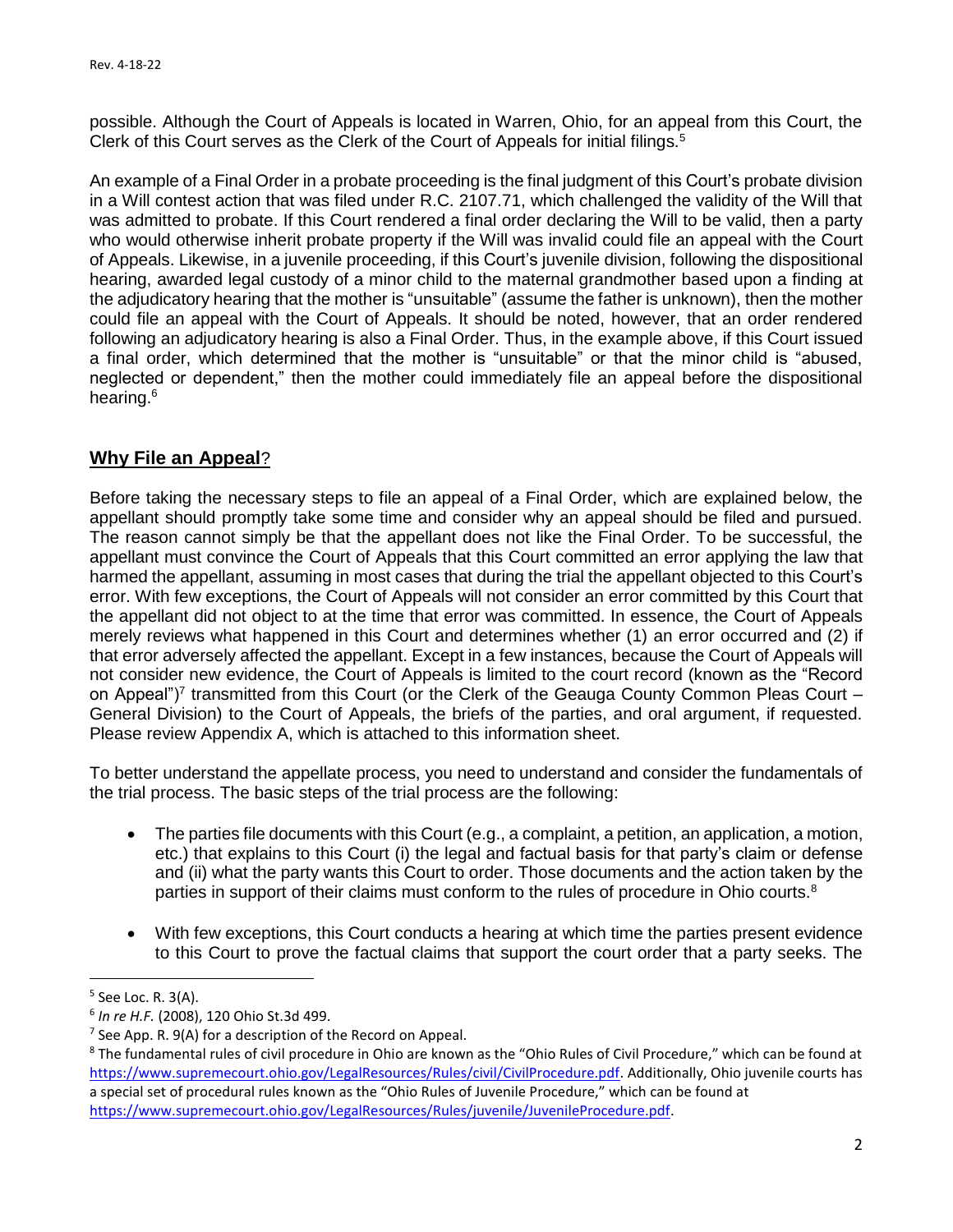possible. Although the Court of Appeals is located in Warren, Ohio, for an appeal from this Court, the Clerk of this Court serves as the Clerk of the Court of Appeals for initial filings.[5]

An example of a Final Order in a probate proceeding is the final judgment of this Court's probate division in a Will contest action that was filed under R.C. 2107.71, which challenged the validity of the Will that was admitted to probate. If this Court rendered a final order declaring the Will to be valid, then a party who would otherwise inherit probate property if the Will was invalid could file an appeal with the Court of Appeals. Likewise, in a juvenile proceeding, if this Court's juvenile division, following the dispositional hearing, awarded legal custody of a minor child to the maternal grandmother based upon a finding at the adjudicatory hearing that the mother is "unsuitable" (assume the father is unknown), then the mother could file an appeal with the Court of Appeals. It should be noted, however, that an order rendered following an adjudicatory hearing is also a Final Order. Thus, in the example above, if this Court issued a final order, which determined that the mother is "unsuitable" or that the minor child is "abused, neglected or dependent," then the mother could immediately file an appeal before the dispositional hearing.[6]

## **Why File an Appeal**?

Before taking the necessary steps to file an appeal of a Final Order, which are explained below, the appellant should promptly take some time and consider why an appeal should be filed and pursued. The reason cannot simply be that the appellant does not like the Final Order. To be successful, the appellant must convince the Court of Appeals that this Court committed an error applying the law that harmed the appellant, assuming in most cases that during the trial the appellant objected to this Court's error. With few exceptions, the Court of Appeals will not consider an error committed by this Court that the appellant did not object to at the time that error was committed. In essence, the Court of Appeals merely reviews what happened in this Court and determines whether (1) an error occurred and (2) if that error adversely affected the appellant. Except in a few instances, because the Court of Appeals will not consider new evidence, the Court of Appeals is limited to the court record (known as the "Record on Appeal")[7] transmitted from this Court (or the Clerk of the Geauga County Common Pleas Court – General Division) to the Court of Appeals, the briefs of the parties, and oral argument, if requested. Please review Appendix A, which is attached to this information sheet.

To better understand the appellate process, you need to understand and consider the fundamentals of the trial process. The basic steps of the trial process are the following:

- The parties file documents with this Court (e.g., a complaint, a petition, an application, a motion, etc.) that explains to this Court (i) the legal and factual basis for that party's claim or defense and (ii) what the party wants this Court to order. Those documents and the action taken by the parties in support of their claims must conform to the rules of procedure in Ohio courts.[8]

- With few exceptions, this Court conducts a hearing at which time the parties present evidence to this Court to prove the factual claims that support the court order that a party seeks. The

---

[5] See Loc. R. 3(A).

[6] *In re H.F.* (2008), 120 Ohio St.3d 499.

[7] See App. R. 9(A) for a description of the Record on Appeal.

[8] The fundamental rules of civil procedure in Ohio are known as the "Ohio Rules of Civil Procedure," which can be found at https://www.supremecourt.ohio.gov/LegalResources/Rules/civil/CivilProcedure.pdf. Additionally, Ohio juvenile courts has a special set of procedural rules known as the "Ohio Rules of Juvenile Procedure," which can be found at https://www.supremecourt.ohio.gov/LegalResources/Rules/juvenile/JuvenileProcedure.pdf.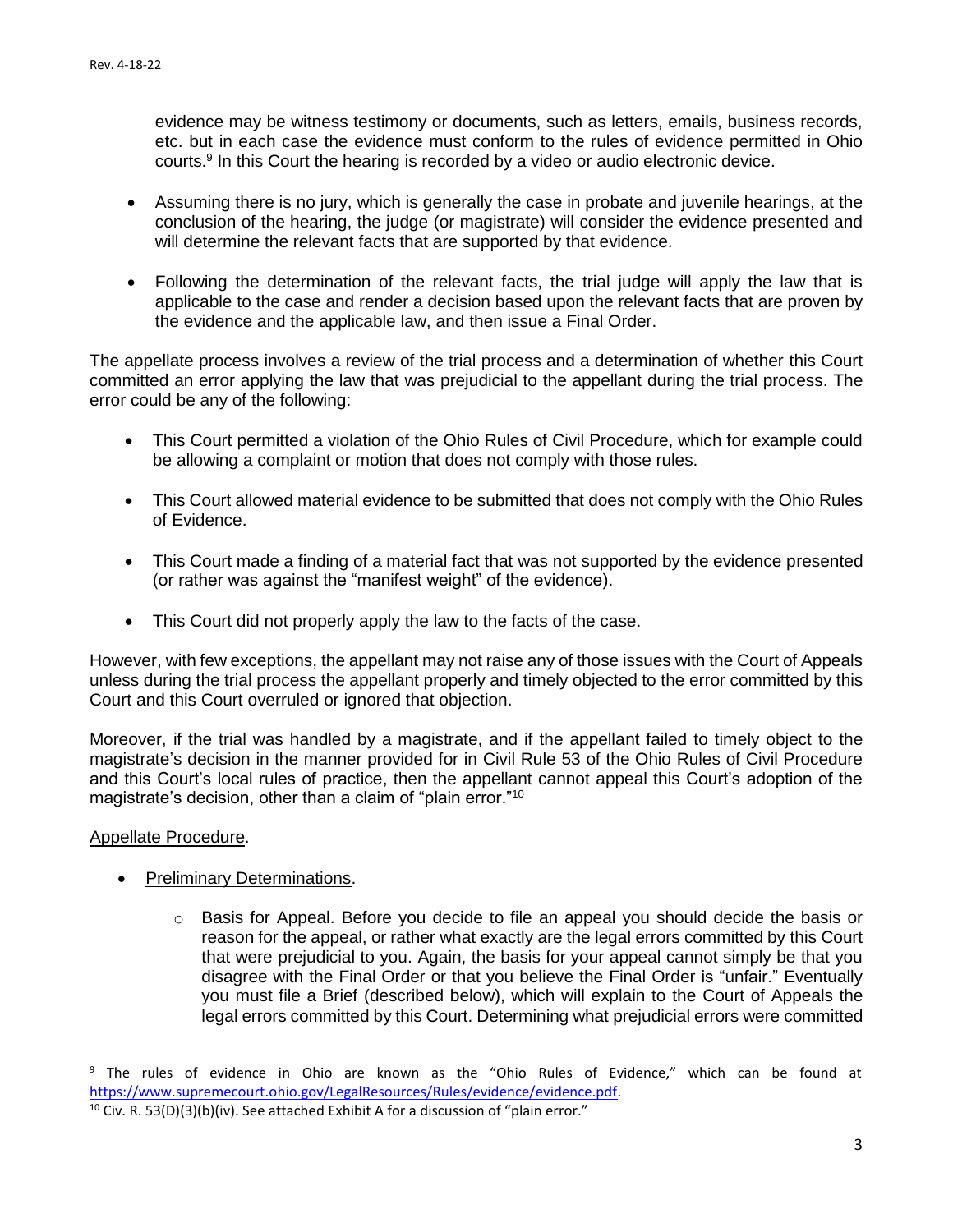evidence may be witness testimony or documents, such as letters, emails, business records, etc. but in each case the evidence must conform to the rules of evidence permitted in Ohio courts.[9] In this Court the hearing is recorded by a video or audio electronic device.

- Assuming there is no jury, which is generally the case in probate and juvenile hearings, at the conclusion of the hearing, the judge (or magistrate) will consider the evidence presented and will determine the relevant facts that are supported by that evidence.

- Following the determination of the relevant facts, the trial judge will apply the law that is applicable to the case and render a decision based upon the relevant facts that are proven by the evidence and the applicable law, and then issue a Final Order.

The appellate process involves a review of the trial process and a determination of whether this Court committed an error applying the law that was prejudicial to the appellant during the trial process. The error could be any of the following:

- This Court permitted a violation of the Ohio Rules of Civil Procedure, which for example could be allowing a complaint or motion that does not comply with those rules.

- This Court allowed material evidence to be submitted that does not comply with the Ohio Rules of Evidence.

- This Court made a finding of a material fact that was not supported by the evidence presented (or rather was against the "manifest weight" of the evidence).

- This Court did not properly apply the law to the facts of the case.

However, with few exceptions, the appellant may not raise any of those issues with the Court of Appeals unless during the trial process the appellant properly and timely objected to the error committed by this Court and this Court overruled or ignored that objection.

Moreover, if the trial was handled by a magistrate, and if the appellant failed to timely object to the magistrate's decision in the manner provided for in Civil Rule 53 of the Ohio Rules of Civil Procedure and this Court's local rules of practice, then the appellant cannot appeal this Court's adoption of the magistrate's decision, other than a claim of "plain error."[10]

<u>Appellate Procedure</u>.

- <u>Preliminary Determinations</u>.

  - <u>Basis for Appeal</u>. Before you decide to file an appeal you should decide the basis or reason for the appeal, or rather what exactly are the legal errors committed by this Court that were prejudicial to you. Again, the basis for your appeal cannot simply be that you disagree with the Final Order or that you believe the Final Order is "unfair." Eventually you must file a Brief (described below), which will explain to the Court of Appeals the legal errors committed by this Court. Determining what prejudicial errors were committed

---

[9] The rules of evidence in Ohio are known as the "Ohio Rules of Evidence," which can be found at https://www.supremecourt.ohio.gov/LegalResources/Rules/evidence/evidence.pdf.

[10] Civ. R. 53(D)(3)(b)(iv). See attached Exhibit A for a discussion of "plain error."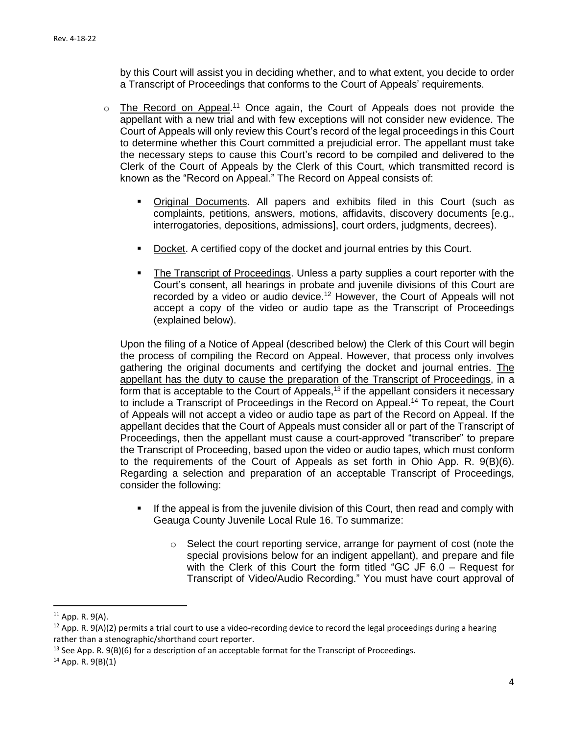by this Court will assist you in deciding whether, and to what extent, you decide to order a Transcript of Proceedings that conforms to the Court of Appeals' requirements.

- The Record on Appeal.[11] Once again, the Court of Appeals does not provide the appellant with a new trial and with few exceptions will not consider new evidence. The Court of Appeals will only review this Court's record of the legal proceedings in this Court to determine whether this Court committed a prejudicial error. The appellant must take the necessary steps to cause this Court's record to be compiled and delivered to the Clerk of the Court of Appeals by the Clerk of this Court, which transmitted record is known as the "Record on Appeal." The Record on Appeal consists of:

  - Original Documents. All papers and exhibits filed in this Court (such as complaints, petitions, answers, motions, affidavits, discovery documents [e.g., interrogatories, depositions, admissions], court orders, judgments, decrees).

  - Docket. A certified copy of the docket and journal entries by this Court.

  - The Transcript of Proceedings. Unless a party supplies a court reporter with the Court's consent, all hearings in probate and juvenile divisions of this Court are recorded by a video or audio device.[12] However, the Court of Appeals will not accept a copy of the video or audio tape as the Transcript of Proceedings (explained below).

  Upon the filing of a Notice of Appeal (described below) the Clerk of this Court will begin the process of compiling the Record on Appeal. However, that process only involves gathering the original documents and certifying the docket and journal entries. The appellant has the duty to cause the preparation of the Transcript of Proceedings, in a form that is acceptable to the Court of Appeals,[13] if the appellant considers it necessary to include a Transcript of Proceedings in the Record on Appeal.[14] To repeat, the Court of Appeals will not accept a video or audio tape as part of the Record on Appeal. If the appellant decides that the Court of Appeals must consider all or part of the Transcript of Proceedings, then the appellant must cause a court-approved "transcriber" to prepare the Transcript of Proceeding, based upon the video or audio tapes, which must conform to the requirements of the Court of Appeals as set forth in Ohio App. R. 9(B)(6). Regarding a selection and preparation of an acceptable Transcript of Proceedings, consider the following:

  - If the appeal is from the juvenile division of this Court, then read and comply with Geauga County Juvenile Local Rule 16. To summarize:

    - Select the court reporting service, arrange for payment of cost (note the special provisions below for an indigent appellant), and prepare and file with the Clerk of this Court the form titled "GC JF 6.0 – Request for Transcript of Video/Audio Recording." You must have court approval of

---

[11] App. R. 9(A).

[12] App. R. 9(A)(2) permits a trial court to use a video-recording device to record the legal proceedings during a hearing rather than a stenographic/shorthand court reporter.

[13] See App. R. 9(B)(6) for a description of an acceptable format for the Transcript of Proceedings.

[14] App. R. 9(B)(1)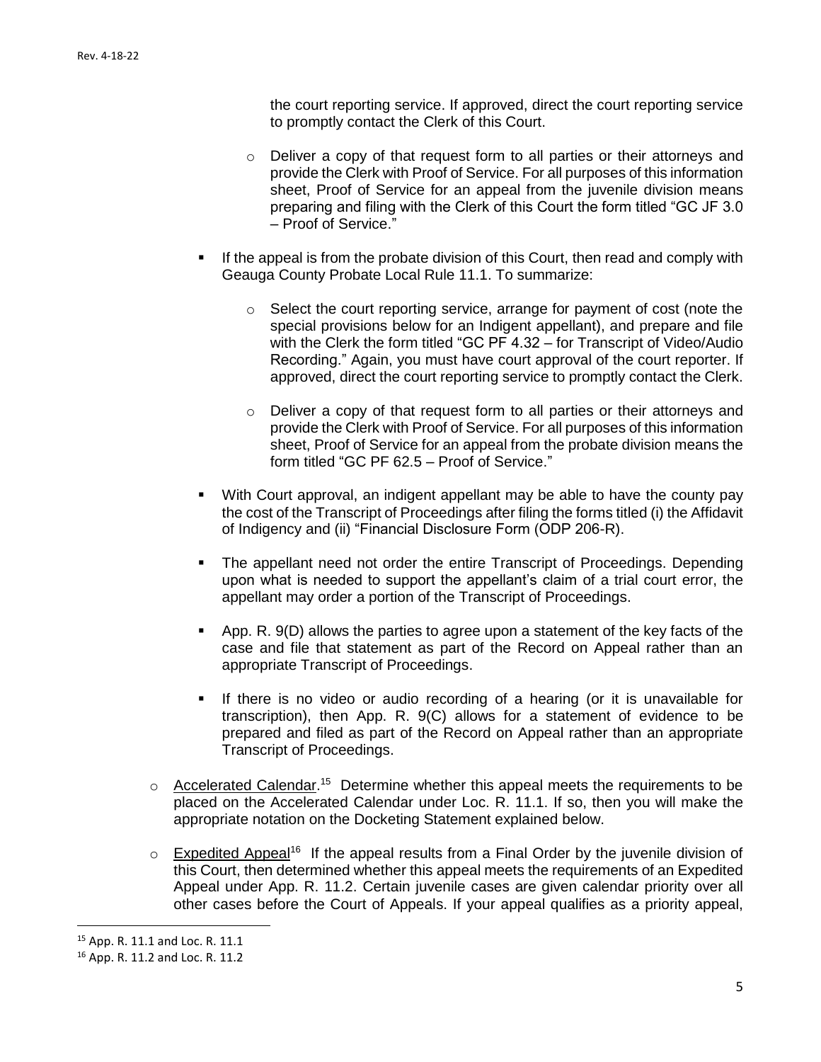the court reporting service. If approved, direct the court reporting service to promptly contact the Clerk of this Court.

        - Deliver a copy of that request form to all parties or their attorneys and provide the Clerk with Proof of Service. For all purposes of this information sheet, Proof of Service for an appeal from the juvenile division means preparing and filing with the Clerk of this Court the form titled "GC JF 3.0 – Proof of Service."

    - If the appeal is from the probate division of this Court, then read and comply with Geauga County Probate Local Rule 11.1. To summarize:

        - Select the court reporting service, arrange for payment of cost (note the special provisions below for an Indigent appellant), and prepare and file with the Clerk the form titled "GC PF 4.32 – for Transcript of Video/Audio Recording." Again, you must have court approval of the court reporter. If approved, direct the court reporting service to promptly contact the Clerk.

        - Deliver a copy of that request form to all parties or their attorneys and provide the Clerk with Proof of Service. For all purposes of this information sheet, Proof of Service for an appeal from the probate division means the form titled "GC PF 62.5 – Proof of Service."

    - With Court approval, an indigent appellant may be able to have the county pay the cost of the Transcript of Proceedings after filing the forms titled (i) the Affidavit of Indigency and (ii) "Financial Disclosure Form (ODP 206-R).

    - The appellant need not order the entire Transcript of Proceedings. Depending upon what is needed to support the appellant's claim of a trial court error, the appellant may order a portion of the Transcript of Proceedings.

    - App. R. 9(D) allows the parties to agree upon a statement of the key facts of the case and file that statement as part of the Record on Appeal rather than an appropriate Transcript of Proceedings.

    - If there is no video or audio recording of a hearing (or it is unavailable for transcription), then App. R. 9(C) allows for a statement of evidence to be prepared and filed as part of the Record on Appeal rather than an appropriate Transcript of Proceedings.

- Accelerated Calendar.[15] Determine whether this appeal meets the requirements to be placed on the Accelerated Calendar under Loc. R. 11.1. If so, then you will make the appropriate notation on the Docketing Statement explained below.

- Expedited Appeal[16] If the appeal results from a Final Order by the juvenile division of this Court, then determined whether this appeal meets the requirements of an Expedited Appeal under App. R. 11.2. Certain juvenile cases are given calendar priority over all other cases before the Court of Appeals. If your appeal qualifies as a priority appeal,

---

[15] App. R. 11.1 and Loc. R. 11.1

[16] App. R. 11.2 and Loc. R. 11.2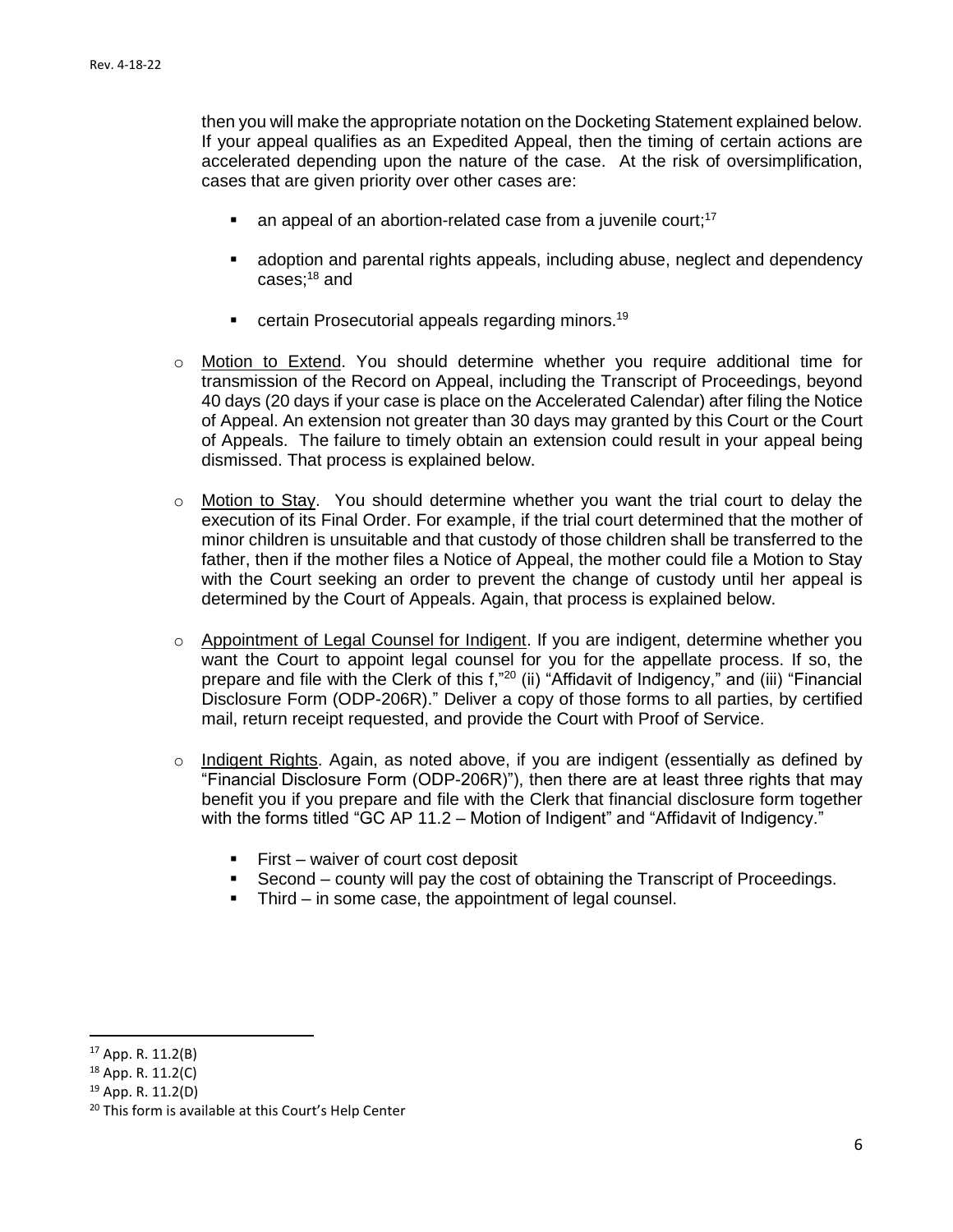then you will make the appropriate notation on the Docketing Statement explained below. If your appeal qualifies as an Expedited Appeal, then the timing of certain actions are accelerated depending upon the nature of the case. At the risk of oversimplification, cases that are given priority over other cases are:

- an appeal of an abortion-related case from a juvenile court;[17]
- adoption and parental rights appeals, including abuse, neglect and dependency cases;[18] and
- certain Prosecutorial appeals regarding minors.[19]

- Motion to Extend. You should determine whether you require additional time for transmission of the Record on Appeal, including the Transcript of Proceedings, beyond 40 days (20 days if your case is place on the Accelerated Calendar) after filing the Notice of Appeal. An extension not greater than 30 days may granted by this Court or the Court of Appeals. The failure to timely obtain an extension could result in your appeal being dismissed. That process is explained below.

- Motion to Stay. You should determine whether you want the trial court to delay the execution of its Final Order. For example, if the trial court determined that the mother of minor children is unsuitable and that custody of those children shall be transferred to the father, then if the mother files a Notice of Appeal, the mother could file a Motion to Stay with the Court seeking an order to prevent the change of custody until her appeal is determined by the Court of Appeals. Again, that process is explained below.

- Appointment of Legal Counsel for Indigent. If you are indigent, determine whether you want the Court to appoint legal counsel for you for the appellate process. If so, the prepare and file with the Clerk of this f,"[20] (ii) "Affidavit of Indigency," and (iii) "Financial Disclosure Form (ODP-206R)." Deliver a copy of those forms to all parties, by certified mail, return receipt requested, and provide the Court with Proof of Service.

- Indigent Rights. Again, as noted above, if you are indigent (essentially as defined by "Financial Disclosure Form (ODP-206R)"), then there are at least three rights that may benefit you if you prepare and file with the Clerk that financial disclosure form together with the forms titled "GC AP 11.2 – Motion of Indigent" and "Affidavit of Indigency."

  - First – waiver of court cost deposit
  - Second – county will pay the cost of obtaining the Transcript of Proceedings.
  - Third – in some case, the appointment of legal counsel.

---

[17] App. R. 11.2(B)

[18] App. R. 11.2(C)

[19] App. R. 11.2(D)

[20] This form is available at this Court's Help Center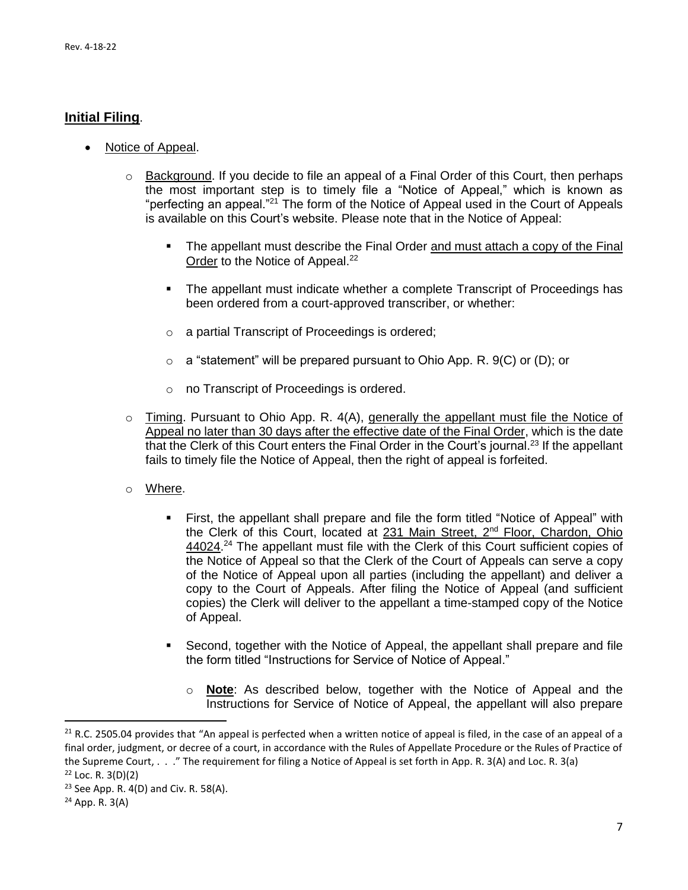## **Initial Filing**.

- Notice of Appeal.
  - Background. If you decide to file an appeal of a Final Order of this Court, then perhaps the most important step is to timely file a "Notice of Appeal," which is known as "perfecting an appeal."[21] The form of the Notice of Appeal used in the Court of Appeals is available on this Court's website. Please note that in the Notice of Appeal:
    - The appellant must describe the Final Order and must attach a copy of the Final Order to the Notice of Appeal.[22]
    - The appellant must indicate whether a complete Transcript of Proceedings has been ordered from a court-approved transcriber, or whether:
    - a partial Transcript of Proceedings is ordered;
    - a "statement" will be prepared pursuant to Ohio App. R. 9(C) or (D); or
    - no Transcript of Proceedings is ordered.
  - Timing. Pursuant to Ohio App. R. 4(A), generally the appellant must file the Notice of Appeal no later than 30 days after the effective date of the Final Order, which is the date that the Clerk of this Court enters the Final Order in the Court's journal.[23] If the appellant fails to timely file the Notice of Appeal, then the right of appeal is forfeited.
  - Where.
    - First, the appellant shall prepare and file the form titled "Notice of Appeal" with the Clerk of this Court, located at 231 Main Street, 2nd Floor, Chardon, Ohio 44024.[24] The appellant must file with the Clerk of this Court sufficient copies of the Notice of Appeal so that the Clerk of the Court of Appeals can serve a copy of the Notice of Appeal upon all parties (including the appellant) and deliver a copy to the Court of Appeals. After filing the Notice of Appeal (and sufficient copies) the Clerk will deliver to the appellant a time-stamped copy of the Notice of Appeal.
    - Second, together with the Notice of Appeal, the appellant shall prepare and file the form titled "Instructions for Service of Notice of Appeal."
      - **Note**: As described below, together with the Notice of Appeal and the Instructions for Service of Notice of Appeal, the appellant will also prepare

[21] R.C. 2505.04 provides that "An appeal is perfected when a written notice of appeal is filed, in the case of an appeal of a final order, judgment, or decree of a court, in accordance with the Rules of Appellate Procedure or the Rules of Practice of the Supreme Court, . . ." The requirement for filing a Notice of Appeal is set forth in App. R. 3(A) and Loc. R. 3(a)

[22] Loc. R. 3(D)(2)

[23] See App. R. 4(D) and Civ. R. 58(A).

[24] App. R. 3(A)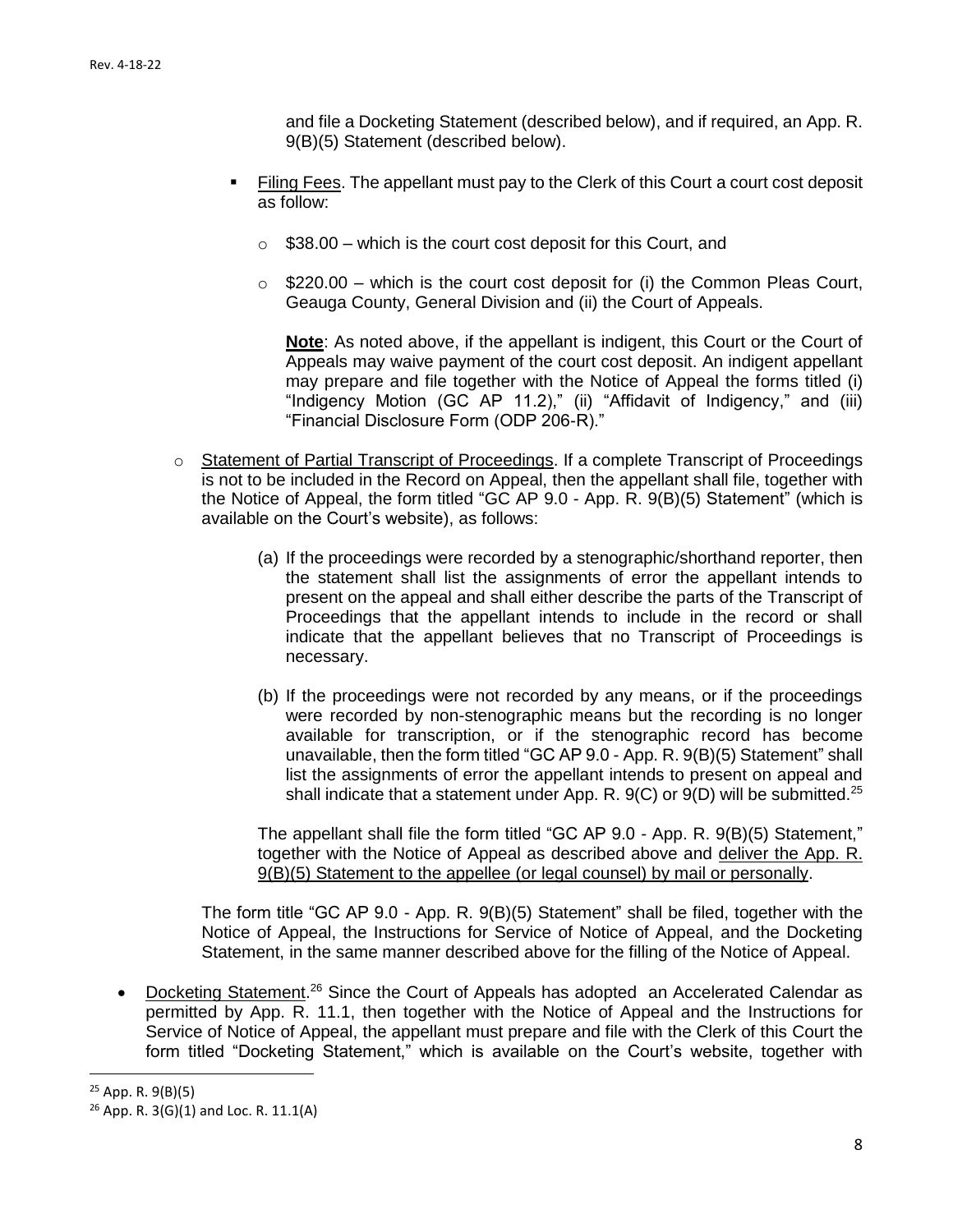and file a Docketing Statement (described below), and if required, an App. R. 9(B)(5) Statement (described below).

- Filing Fees. The appellant must pay to the Clerk of this Court a court cost deposit as follow:

  - $38.00 – which is the court cost deposit for this Court, and

  - $220.00 – which is the court cost deposit for (i) the Common Pleas Court, Geauga County, General Division and (ii) the Court of Appeals.

  **Note**: As noted above, if the appellant is indigent, this Court or the Court of Appeals may waive payment of the court cost deposit. An indigent appellant may prepare and file together with the Notice of Appeal the forms titled (i) "Indigency Motion (GC AP 11.2)," (ii) "Affidavit of Indigency," and (iii) "Financial Disclosure Form (ODP 206-R)."

- Statement of Partial Transcript of Proceedings. If a complete Transcript of Proceedings is not to be included in the Record on Appeal, then the appellant shall file, together with the Notice of Appeal, the form titled "GC AP 9.0 - App. R. 9(B)(5) Statement" (which is available on the Court's website), as follows:

  (a) If the proceedings were recorded by a stenographic/shorthand reporter, then the statement shall list the assignments of error the appellant intends to present on the appeal and shall either describe the parts of the Transcript of Proceedings that the appellant intends to include in the record or shall indicate that the appellant believes that no Transcript of Proceedings is necessary.

  (b) If the proceedings were not recorded by any means, or if the proceedings were recorded by non-stenographic means but the recording is no longer available for transcription, or if the stenographic record has become unavailable, then the form titled "GC AP 9.0 - App. R. 9(B)(5) Statement" shall list the assignments of error the appellant intends to present on appeal and shall indicate that a statement under App. R. 9(C) or 9(D) will be submitted.[25]

  The appellant shall file the form titled "GC AP 9.0 - App. R. 9(B)(5) Statement," together with the Notice of Appeal as described above and deliver the App. R. 9(B)(5) Statement to the appellee (or legal counsel) by mail or personally.

  The form title "GC AP 9.0 - App. R. 9(B)(5) Statement" shall be filed, together with the Notice of Appeal, the Instructions for Service of Notice of Appeal, and the Docketing Statement, in the same manner described above for the filling of the Notice of Appeal.

- Docketing Statement.[26] Since the Court of Appeals has adopted an Accelerated Calendar as permitted by App. R. 11.1, then together with the Notice of Appeal and the Instructions for Service of Notice of Appeal, the appellant must prepare and file with the Clerk of this Court the form titled "Docketing Statement," which is available on the Court's website, together with

---

[25] App. R. 9(B)(5)

[26] App. R. 3(G)(1) and Loc. R. 11.1(A)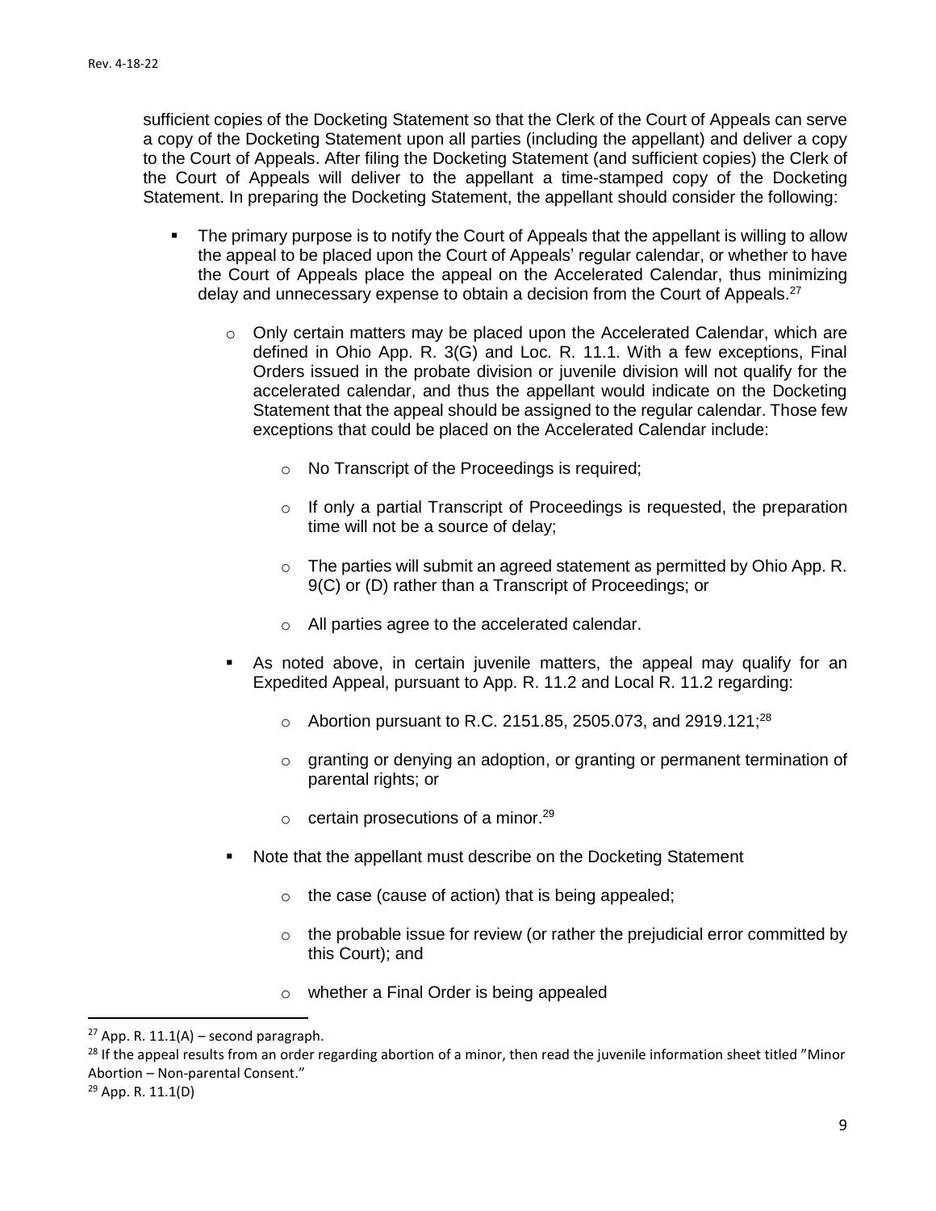sufficient copies of the Docketing Statement so that the Clerk of the Court of Appeals can serve a copy of the Docketing Statement upon all parties (including the appellant) and deliver a copy to the Court of Appeals. After filing the Docketing Statement (and sufficient copies) the Clerk of the Court of Appeals will deliver to the appellant a time-stamped copy of the Docketing Statement. In preparing the Docketing Statement, the appellant should consider the following:

- The primary purpose is to notify the Court of Appeals that the appellant is willing to allow the appeal to be placed upon the Court of Appeals' regular calendar, or whether to have the Court of Appeals place the appeal on the Accelerated Calendar, thus minimizing delay and unnecessary expense to obtain a decision from the Court of Appeals.[27]
    - Only certain matters may be placed upon the Accelerated Calendar, which are defined in Ohio App. R. 3(G) and Loc. R. 11.1. With a few exceptions, Final Orders issued in the probate division or juvenile division will not qualify for the accelerated calendar, and thus the appellant would indicate on the Docketing Statement that the appeal should be assigned to the regular calendar. Those few exceptions that could be placed on the Accelerated Calendar include:
        - No Transcript of the Proceedings is required;
        - If only a partial Transcript of Proceedings is requested, the preparation time will not be a source of delay;
        - The parties will submit an agreed statement as permitted by Ohio App. R. 9(C) or (D) rather than a Transcript of Proceedings; or
        - All parties agree to the accelerated calendar.
    - As noted above, in certain juvenile matters, the appeal may qualify for an Expedited Appeal, pursuant to App. R. 11.2 and Local R. 11.2 regarding:
        - Abortion pursuant to R.C. 2151.85, 2505.073, and 2919.121;[28]
        - granting or denying an adoption, or granting or permanent termination of parental rights; or
        - certain prosecutions of a minor.[29]
    - Note that the appellant must describe on the Docketing Statement
        - the case (cause of action) that is being appealed;
        - the probable issue for review (or rather the prejudicial error committed by this Court); and
        - whether a Final Order is being appealed

---

[27] App. R. 11.1(A) – second paragraph.

[28] If the appeal results from an order regarding abortion of a minor, then read the juvenile information sheet titled "Minor Abortion – Non-parental Consent."

[29] App. R. 11.1(D)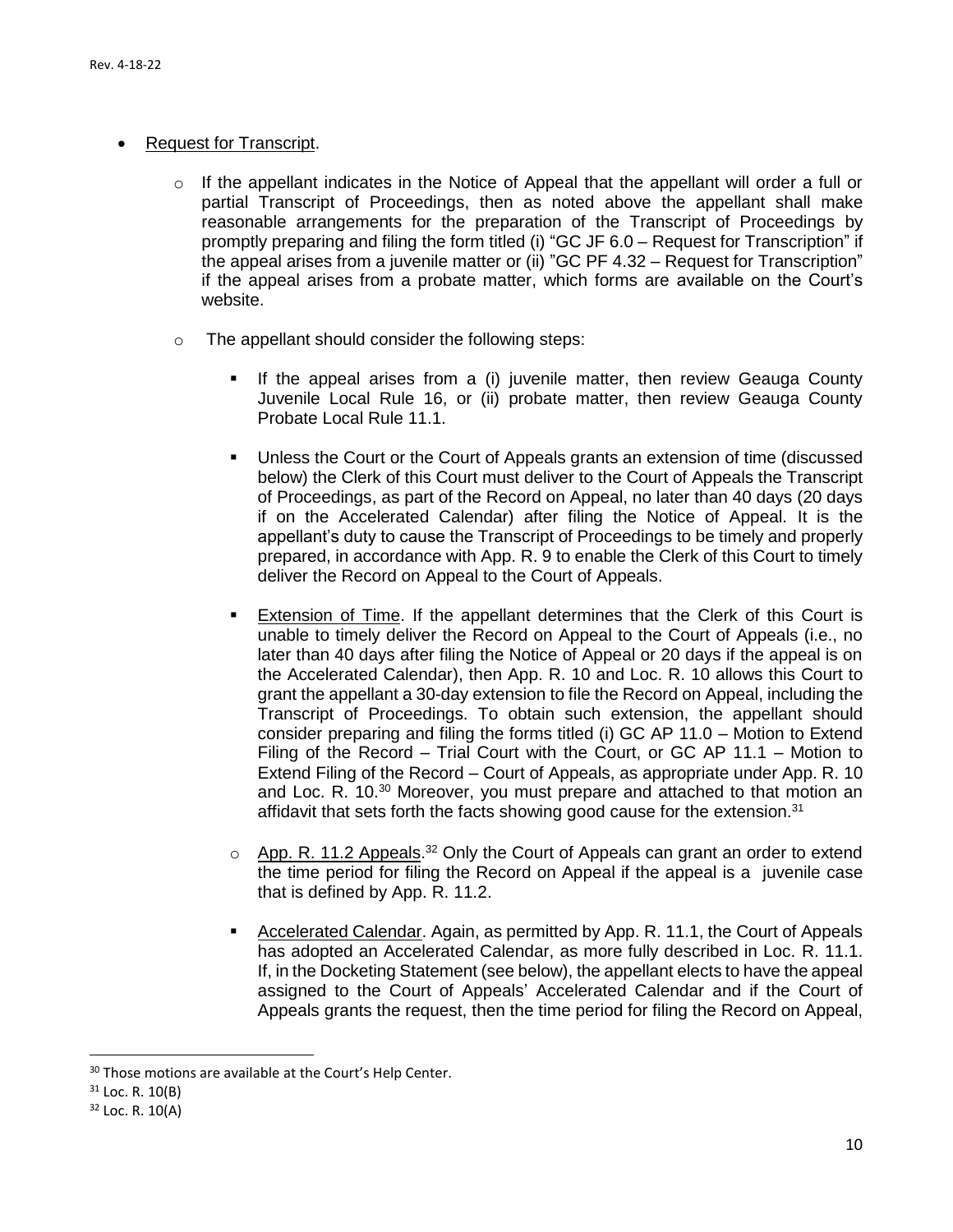- Request for Transcript.

  - If the appellant indicates in the Notice of Appeal that the appellant will order a full or partial Transcript of Proceedings, then as noted above the appellant shall make reasonable arrangements for the preparation of the Transcript of Proceedings by promptly preparing and filing the form titled (i) "GC JF 6.0 – Request for Transcription" if the appeal arises from a juvenile matter or (ii) "GC PF 4.32 – Request for Transcription" if the appeal arises from a probate matter, which forms are available on the Court's website.

  - The appellant should consider the following steps:

    - If the appeal arises from a (i) juvenile matter, then review Geauga County Juvenile Local Rule 16, or (ii) probate matter, then review Geauga County Probate Local Rule 11.1.

    - Unless the Court or the Court of Appeals grants an extension of time (discussed below) the Clerk of this Court must deliver to the Court of Appeals the Transcript of Proceedings, as part of the Record on Appeal, no later than 40 days (20 days if on the Accelerated Calendar) after filing the Notice of Appeal. It is the appellant's duty to cause the Transcript of Proceedings to be timely and properly prepared, in accordance with App. R. 9 to enable the Clerk of this Court to timely deliver the Record on Appeal to the Court of Appeals.

    - Extension of Time. If the appellant determines that the Clerk of this Court is unable to timely deliver the Record on Appeal to the Court of Appeals (i.e., no later than 40 days after filing the Notice of Appeal or 20 days if the appeal is on the Accelerated Calendar), then App. R. 10 and Loc. R. 10 allows this Court to grant the appellant a 30-day extension to file the Record on Appeal, including the Transcript of Proceedings. To obtain such extension, the appellant should consider preparing and filing the forms titled (i) GC AP 11.0 – Motion to Extend Filing of the Record – Trial Court with the Court, or GC AP 11.1 – Motion to Extend Filing of the Record – Court of Appeals, as appropriate under App. R. 10 and Loc. R. 10.[30] Moreover, you must prepare and attached to that motion an affidavit that sets forth the facts showing good cause for the extension.[31]

  - App. R. 11.2 Appeals.[32] Only the Court of Appeals can grant an order to extend the time period for filing the Record on Appeal if the appeal is a juvenile case that is defined by App. R. 11.2.

    - Accelerated Calendar. Again, as permitted by App. R. 11.1, the Court of Appeals has adopted an Accelerated Calendar, as more fully described in Loc. R. 11.1. If, in the Docketing Statement (see below), the appellant elects to have the appeal assigned to the Court of Appeals' Accelerated Calendar and if the Court of Appeals grants the request, then the time period for filing the Record on Appeal,

---

[30] Those motions are available at the Court's Help Center.

[31] Loc. R. 10(B)

[32] Loc. R. 10(A)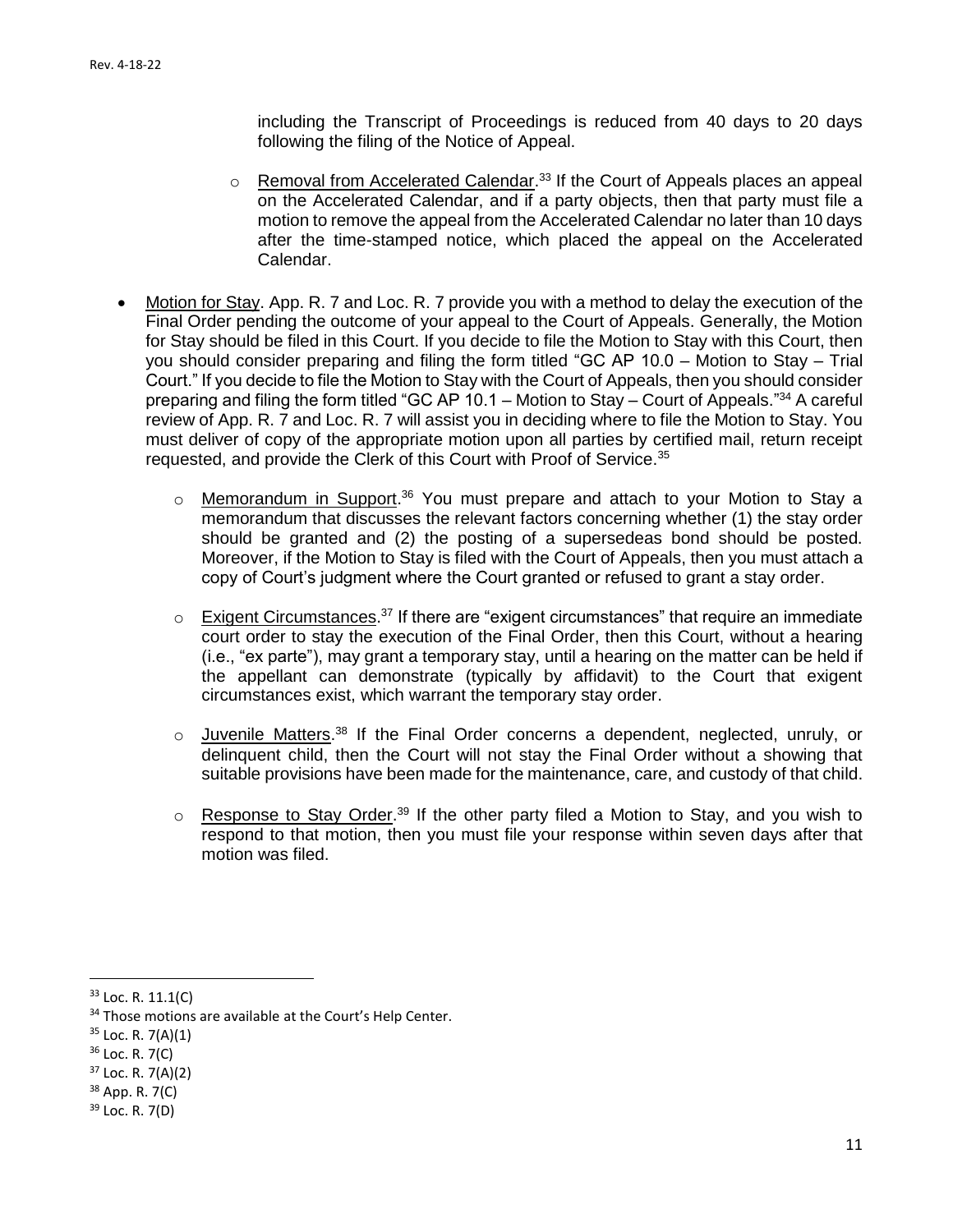including the Transcript of Proceedings is reduced from 40 days to 20 days following the filing of the Notice of Appeal.

- Removal from Accelerated Calendar.[33] If the Court of Appeals places an appeal on the Accelerated Calendar, and if a party objects, then that party must file a motion to remove the appeal from the Accelerated Calendar no later than 10 days after the time-stamped notice, which placed the appeal on the Accelerated Calendar.

- Motion for Stay. App. R. 7 and Loc. R. 7 provide you with a method to delay the execution of the Final Order pending the outcome of your appeal to the Court of Appeals. Generally, the Motion for Stay should be filed in this Court. If you decide to file the Motion to Stay with this Court, then you should consider preparing and filing the form titled "GC AP 10.0 – Motion to Stay – Trial Court." If you decide to file the Motion to Stay with the Court of Appeals, then you should consider preparing and filing the form titled "GC AP 10.1 – Motion to Stay – Court of Appeals."[34] A careful review of App. R. 7 and Loc. R. 7 will assist you in deciding where to file the Motion to Stay. You must deliver of copy of the appropriate motion upon all parties by certified mail, return receipt requested, and provide the Clerk of this Court with Proof of Service.[35]
  - Memorandum in Support.[36] You must prepare and attach to your Motion to Stay a memorandum that discusses the relevant factors concerning whether (1) the stay order should be granted and (2) the posting of a supersedeas bond should be posted. Moreover, if the Motion to Stay is filed with the Court of Appeals, then you must attach a copy of Court's judgment where the Court granted or refused to grant a stay order.
  - Exigent Circumstances.[37] If there are "exigent circumstances" that require an immediate court order to stay the execution of the Final Order, then this Court, without a hearing (i.e., "ex parte"), may grant a temporary stay, until a hearing on the matter can be held if the appellant can demonstrate (typically by affidavit) to the Court that exigent circumstances exist, which warrant the temporary stay order.
  - Juvenile Matters.[38] If the Final Order concerns a dependent, neglected, unruly, or delinquent child, then the Court will not stay the Final Order without a showing that suitable provisions have been made for the maintenance, care, and custody of that child.
  - Response to Stay Order.[39] If the other party filed a Motion to Stay, and you wish to respond to that motion, then you must file your response within seven days after that motion was filed.

---

[33] Loc. R. 11.1(C)

[34] Those motions are available at the Court's Help Center.

[35] Loc. R. 7(A)(1)

[36] Loc. R. 7(C)

[37] Loc. R. 7(A)(2)

[38] App. R. 7(C)

[39] Loc. R. 7(D)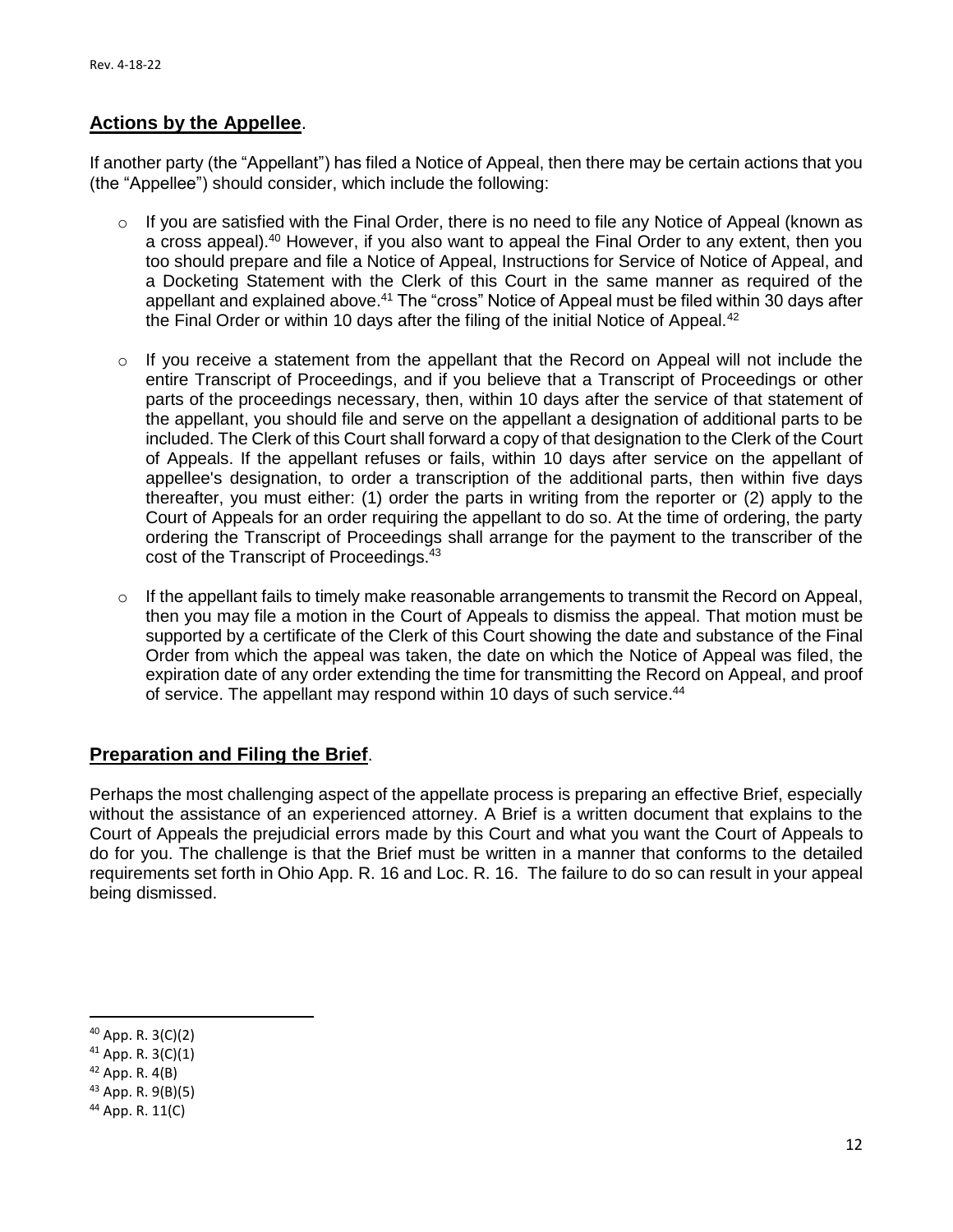## **Actions by the Appellee**.

If another party (the "Appellant") has filed a Notice of Appeal, then there may be certain actions that you (the "Appellee") should consider, which include the following:

- If you are satisfied with the Final Order, there is no need to file any Notice of Appeal (known as a cross appeal).[40] However, if you also want to appeal the Final Order to any extent, then you too should prepare and file a Notice of Appeal, Instructions for Service of Notice of Appeal, and a Docketing Statement with the Clerk of this Court in the same manner as required of the appellant and explained above.[41] The "cross" Notice of Appeal must be filed within 30 days after the Final Order or within 10 days after the filing of the initial Notice of Appeal.[42]

- If you receive a statement from the appellant that the Record on Appeal will not include the entire Transcript of Proceedings, and if you believe that a Transcript of Proceedings or other parts of the proceedings necessary, then, within 10 days after the service of that statement of the appellant, you should file and serve on the appellant a designation of additional parts to be included. The Clerk of this Court shall forward a copy of that designation to the Clerk of the Court of Appeals. If the appellant refuses or fails, within 10 days after service on the appellant of appellee's designation, to order a transcription of the additional parts, then within five days thereafter, you must either: (1) order the parts in writing from the reporter or (2) apply to the Court of Appeals for an order requiring the appellant to do so. At the time of ordering, the party ordering the Transcript of Proceedings shall arrange for the payment to the transcriber of the cost of the Transcript of Proceedings.[43]

- If the appellant fails to timely make reasonable arrangements to transmit the Record on Appeal, then you may file a motion in the Court of Appeals to dismiss the appeal. That motion must be supported by a certificate of the Clerk of this Court showing the date and substance of the Final Order from which the appeal was taken, the date on which the Notice of Appeal was filed, the expiration date of any order extending the time for transmitting the Record on Appeal, and proof of service. The appellant may respond within 10 days of such service.[44]

## **Preparation and Filing the Brief**.

Perhaps the most challenging aspect of the appellate process is preparing an effective Brief, especially without the assistance of an experienced attorney. A Brief is a written document that explains to the Court of Appeals the prejudicial errors made by this Court and what you want the Court of Appeals to do for you. The challenge is that the Brief must be written in a manner that conforms to the detailed requirements set forth in Ohio App. R. 16 and Loc. R. 16. The failure to do so can result in your appeal being dismissed.

---

[40] App. R. 3(C)(2)
[41] App. R. 3(C)(1)
[42] App. R. 4(B)
[43] App. R. 9(B)(5)
[44] App. R. 11(C)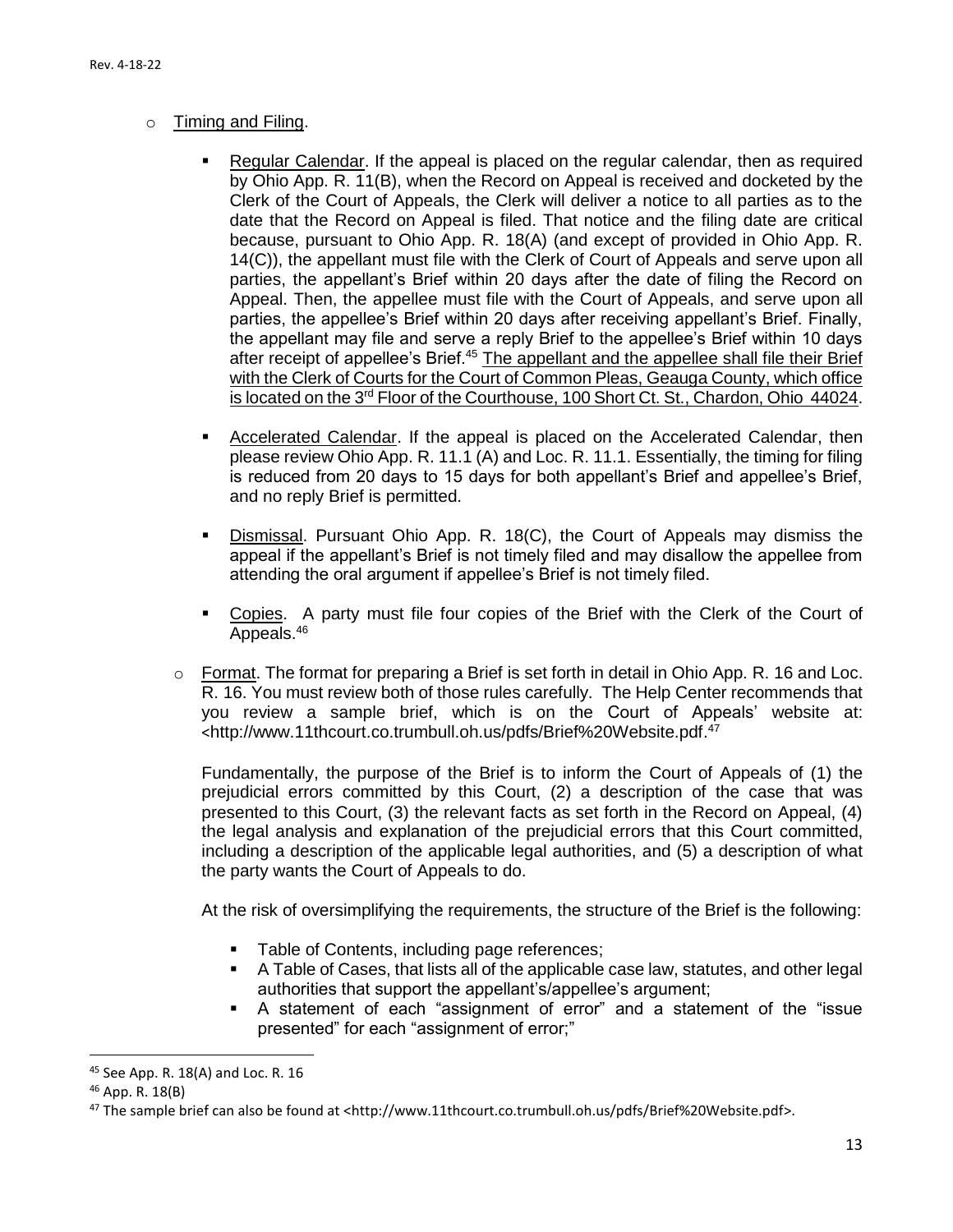- Timing and Filing.

  - Regular Calendar. If the appeal is placed on the regular calendar, then as required by Ohio App. R. 11(B), when the Record on Appeal is received and docketed by the Clerk of the Court of Appeals, the Clerk will deliver a notice to all parties as to the date that the Record on Appeal is filed. That notice and the filing date are critical because, pursuant to Ohio App. R. 18(A) (and except of provided in Ohio App. R. 14(C)), the appellant must file with the Clerk of Court of Appeals and serve upon all parties, the appellant's Brief within 20 days after the date of filing the Record on Appeal. Then, the appellee must file with the Court of Appeals, and serve upon all parties, the appellee's Brief within 20 days after receiving appellant's Brief. Finally, the appellant may file and serve a reply Brief to the appellee's Brief within 10 days after receipt of appellee's Brief.[45] The appellant and the appellee shall file their Brief with the Clerk of Courts for the Court of Common Pleas, Geauga County, which office is located on the 3rd Floor of the Courthouse, 100 Short Ct. St., Chardon, Ohio 44024.

  - Accelerated Calendar. If the appeal is placed on the Accelerated Calendar, then please review Ohio App. R. 11.1 (A) and Loc. R. 11.1. Essentially, the timing for filing is reduced from 20 days to 15 days for both appellant's Brief and appellee's Brief, and no reply Brief is permitted.

  - Dismissal. Pursuant Ohio App. R. 18(C), the Court of Appeals may dismiss the appeal if the appellant's Brief is not timely filed and may disallow the appellee from attending the oral argument if appellee's Brief is not timely filed.

  - Copies. A party must file four copies of the Brief with the Clerk of the Court of Appeals.[46]

- Format. The format for preparing a Brief is set forth in detail in Ohio App. R. 16 and Loc. R. 16. You must review both of those rules carefully. The Help Center recommends that you review a sample brief, which is on the Court of Appeals' website at: <http://www.11thcourt.co.trumbull.oh.us/pdfs/Brief%20Website.pdf.[47]

  Fundamentally, the purpose of the Brief is to inform the Court of Appeals of (1) the prejudicial errors committed by this Court, (2) a description of the case that was presented to this Court, (3) the relevant facts as set forth in the Record on Appeal, (4) the legal analysis and explanation of the prejudicial errors that this Court committed, including a description of the applicable legal authorities, and (5) a description of what the party wants the Court of Appeals to do.

  At the risk of oversimplifying the requirements, the structure of the Brief is the following:

  - Table of Contents, including page references;
  - A Table of Cases, that lists all of the applicable case law, statutes, and other legal authorities that support the appellant's/appellee's argument;
  - A statement of each "assignment of error" and a statement of the "issue presented" for each "assignment of error;"

---

[45] See App. R. 18(A) and Loc. R. 16

[46] App. R. 18(B)

[47] The sample brief can also be found at <http://www.11thcourt.co.trumbull.oh.us/pdfs/Brief%20Website.pdf>.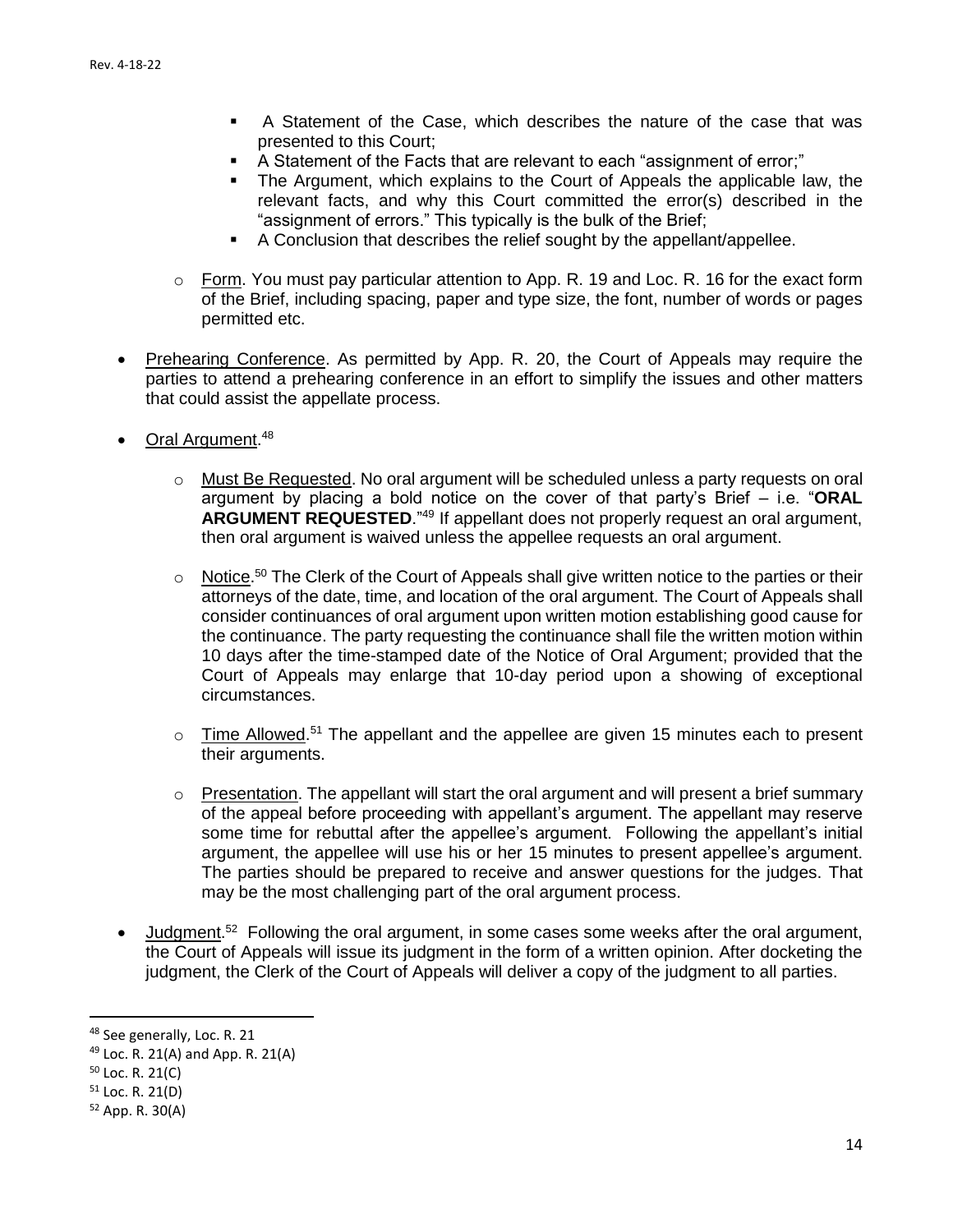- A Statement of the Case, which describes the nature of the case that was presented to this Court;
- A Statement of the Facts that are relevant to each "assignment of error;"
- The Argument, which explains to the Court of Appeals the applicable law, the relevant facts, and why this Court committed the error(s) described in the "assignment of errors." This typically is the bulk of the Brief;
- A Conclusion that describes the relief sought by the appellant/appellee.

  - Form. You must pay particular attention to App. R. 19 and Loc. R. 16 for the exact form of the Brief, including spacing, paper and type size, the font, number of words or pages permitted etc.

- Prehearing Conference. As permitted by App. R. 20, the Court of Appeals may require the parties to attend a prehearing conference in an effort to simplify the issues and other matters that could assist the appellate process.

- Oral Argument.[48]

  - Must Be Requested. No oral argument will be scheduled unless a party requests on oral argument by placing a bold notice on the cover of that party's Brief – i.e. "**ORAL ARGUMENT REQUESTED**."[49] If appellant does not properly request an oral argument, then oral argument is waived unless the appellee requests an oral argument.

  - Notice.[50] The Clerk of the Court of Appeals shall give written notice to the parties or their attorneys of the date, time, and location of the oral argument. The Court of Appeals shall consider continuances of oral argument upon written motion establishing good cause for the continuance. The party requesting the continuance shall file the written motion within 10 days after the time-stamped date of the Notice of Oral Argument; provided that the Court of Appeals may enlarge that 10-day period upon a showing of exceptional circumstances.

  - Time Allowed.[51] The appellant and the appellee are given 15 minutes each to present their arguments.

  - Presentation. The appellant will start the oral argument and will present a brief summary of the appeal before proceeding with appellant's argument. The appellant may reserve some time for rebuttal after the appellee's argument. Following the appellant's initial argument, the appellee will use his or her 15 minutes to present appellee's argument. The parties should be prepared to receive and answer questions for the judges. That may be the most challenging part of the oral argument process.

- Judgment.[52] Following the oral argument, in some cases some weeks after the oral argument, the Court of Appeals will issue its judgment in the form of a written opinion. After docketing the judgment, the Clerk of the Court of Appeals will deliver a copy of the judgment to all parties.

---

[48] See generally, Loc. R. 21

[49] Loc. R. 21(A) and App. R. 21(A)

[50] Loc. R. 21(C)

[51] Loc. R. 21(D)

[52] App. R. 30(A)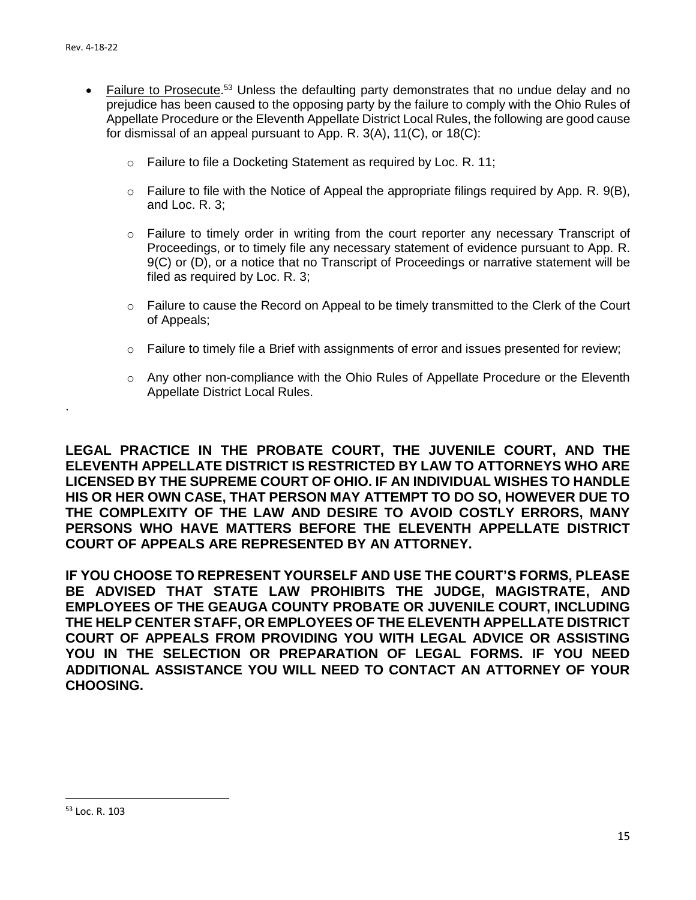- Failure to Prosecute.[53] Unless the defaulting party demonstrates that no undue delay and no prejudice has been caused to the opposing party by the failure to comply with the Ohio Rules of Appellate Procedure or the Eleventh Appellate District Local Rules, the following are good cause for dismissal of an appeal pursuant to App. R. 3(A), 11(C), or 18(C):
  - Failure to file a Docketing Statement as required by Loc. R. 11;
  - Failure to file with the Notice of Appeal the appropriate filings required by App. R. 9(B), and Loc. R. 3;
  - Failure to timely order in writing from the court reporter any necessary Transcript of Proceedings, or to timely file any necessary statement of evidence pursuant to App. R. 9(C) or (D), or a notice that no Transcript of Proceedings or narrative statement will be filed as required by Loc. R. 3;
  - Failure to cause the Record on Appeal to be timely transmitted to the Clerk of the Court of Appeals;
  - Failure to timely file a Brief with assignments of error and issues presented for review;
  - Any other non-compliance with the Ohio Rules of Appellate Procedure or the Eleventh Appellate District Local Rules.

.

**LEGAL PRACTICE IN THE PROBATE COURT, THE JUVENILE COURT, AND THE ELEVENTH APPELLATE DISTRICT IS RESTRICTED BY LAW TO ATTORNEYS WHO ARE LICENSED BY THE SUPREME COURT OF OHIO. IF AN INDIVIDUAL WISHES TO HANDLE HIS OR HER OWN CASE, THAT PERSON MAY ATTEMPT TO DO SO, HOWEVER DUE TO THE COMPLEXITY OF THE LAW AND DESIRE TO AVOID COSTLY ERRORS, MANY PERSONS WHO HAVE MATTERS BEFORE THE ELEVENTH APPELLATE DISTRICT COURT OF APPEALS ARE REPRESENTED BY AN ATTORNEY.**

**IF YOU CHOOSE TO REPRESENT YOURSELF AND USE THE COURT'S FORMS, PLEASE BE ADVISED THAT STATE LAW PROHIBITS THE JUDGE, MAGISTRATE, AND EMPLOYEES OF THE GEAUGA COUNTY PROBATE OR JUVENILE COURT, INCLUDING THE HELP CENTER STAFF, OR EMPLOYEES OF THE ELEVENTH APPELLATE DISTRICT COURT OF APPEALS FROM PROVIDING YOU WITH LEGAL ADVICE OR ASSISTING YOU IN THE SELECTION OR PREPARATION OF LEGAL FORMS. IF YOU NEED ADDITIONAL ASSISTANCE YOU WILL NEED TO CONTACT AN ATTORNEY OF YOUR CHOOSING.**

---

[53] Loc. R. 103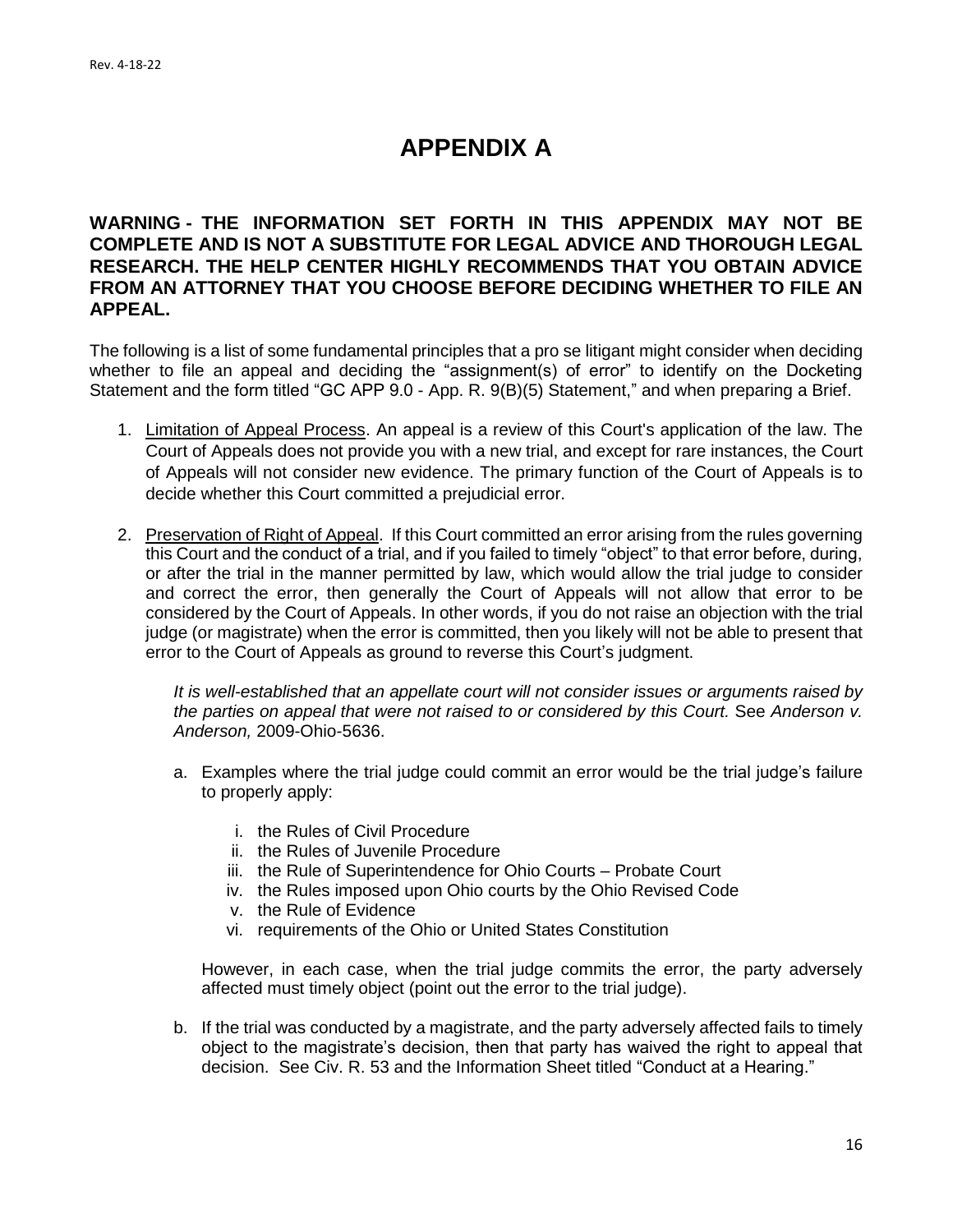# APPENDIX A

**WARNING - THE INFORMATION SET FORTH IN THIS APPENDIX MAY NOT BE COMPLETE AND IS NOT A SUBSTITUTE FOR LEGAL ADVICE AND THOROUGH LEGAL RESEARCH. THE HELP CENTER HIGHLY RECOMMENDS THAT YOU OBTAIN ADVICE FROM AN ATTORNEY THAT YOU CHOOSE BEFORE DECIDING WHETHER TO FILE AN APPEAL.**

The following is a list of some fundamental principles that a pro se litigant might consider when deciding whether to file an appeal and deciding the "assignment(s) of error" to identify on the Docketing Statement and the form titled "GC APP 9.0 - App. R. 9(B)(5) Statement," and when preparing a Brief.

1. <u>Limitation of Appeal Process</u>. An appeal is a review of this Court's application of the law. The Court of Appeals does not provide you with a new trial, and except for rare instances, the Court of Appeals will not consider new evidence. The primary function of the Court of Appeals is to decide whether this Court committed a prejudicial error.

2. <u>Preservation of Right of Appeal</u>. If this Court committed an error arising from the rules governing this Court and the conduct of a trial, and if you failed to timely "object" to that error before, during, or after the trial in the manner permitted by law, which would allow the trial judge to consider and correct the error, then generally the Court of Appeals will not allow that error to be considered by the Court of Appeals. In other words, if you do not raise an objection with the trial judge (or magistrate) when the error is committed, then you likely will not be able to present that error to the Court of Appeals as ground to reverse this Court's judgment.

   *It is well-established that an appellate court will not consider issues or arguments raised by the parties on appeal that were not raised to or considered by this Court.* See *Anderson v. Anderson,* 2009-Ohio-5636.

   a. Examples where the trial judge could commit an error would be the trial judge's failure to properly apply:

      i. the Rules of Civil Procedure
      ii. the Rules of Juvenile Procedure
      iii. the Rule of Superintendence for Ohio Courts – Probate Court
      iv. the Rules imposed upon Ohio courts by the Ohio Revised Code
      v. the Rule of Evidence
      vi. requirements of the Ohio or United States Constitution

      However, in each case, when the trial judge commits the error, the party adversely affected must timely object (point out the error to the trial judge).

   b. If the trial was conducted by a magistrate, and the party adversely affected fails to timely object to the magistrate's decision, then that party has waived the right to appeal that decision. See Civ. R. 53 and the Information Sheet titled "Conduct at a Hearing."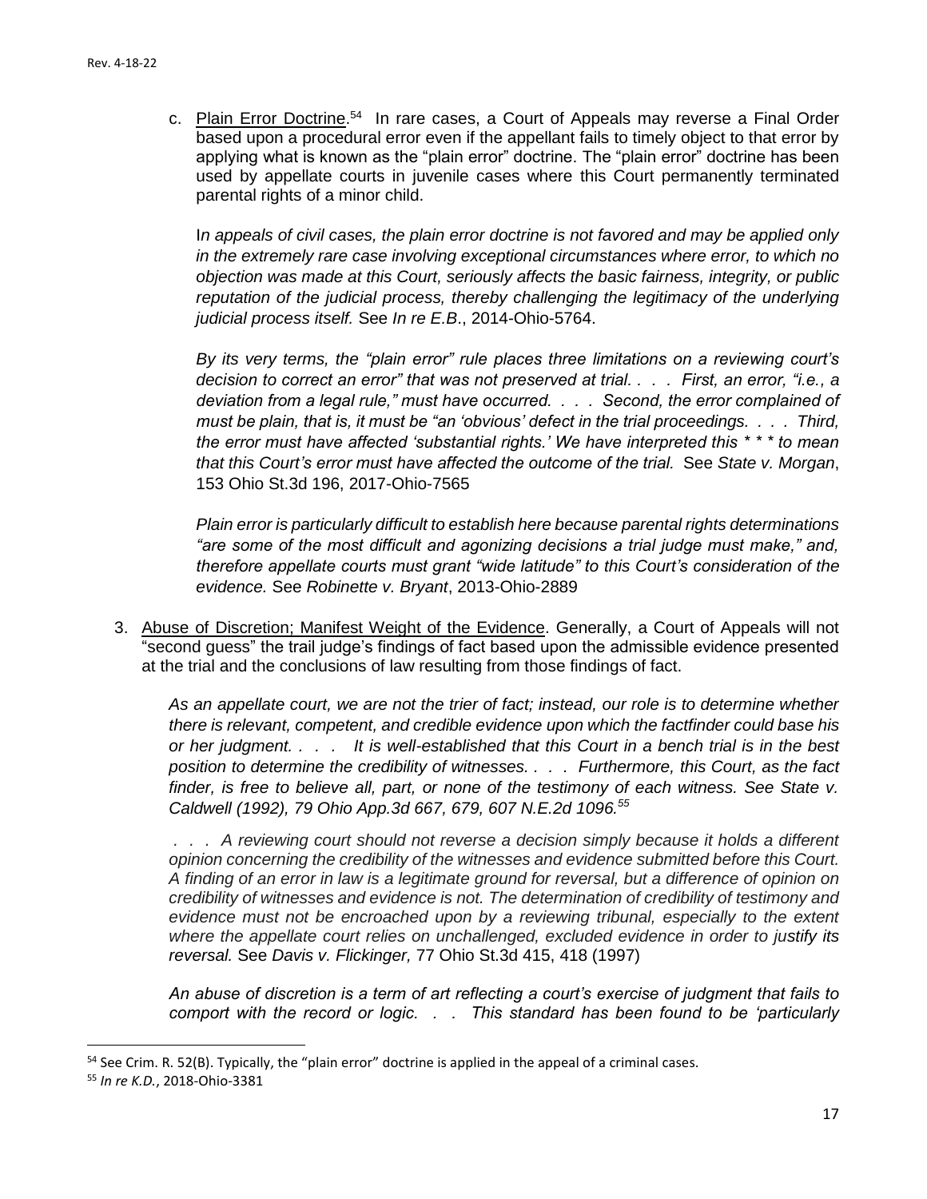c. Plain Error Doctrine.[54] In rare cases, a Court of Appeals may reverse a Final Order based upon a procedural error even if the appellant fails to timely object to that error by applying what is known as the "plain error" doctrine. The "plain error" doctrine has been used by appellate courts in juvenile cases where this Court permanently terminated parental rights of a minor child.

*In appeals of civil cases, the plain error doctrine is not favored and may be applied only in the extremely rare case involving exceptional circumstances where error, to which no objection was made at this Court, seriously affects the basic fairness, integrity, or public reputation of the judicial process, thereby challenging the legitimacy of the underlying judicial process itself.* See *In re E.B*., 2014-Ohio-5764.

*By its very terms, the "plain error" rule places three limitations on a reviewing court's decision to correct an error" that was not preserved at trial. . . . First, an error, "i.e., a deviation from a legal rule," must have occurred. . . . Second, the error complained of must be plain, that is, it must be "an 'obvious' defect in the trial proceedings. . . . Third, the error must have affected 'substantial rights.' We have interpreted this * * * to mean that this Court's error must have affected the outcome of the trial.* See *State v. Morgan*, 153 Ohio St.3d 196, 2017-Ohio-7565

*Plain error is particularly difficult to establish here because parental rights determinations "are some of the most difficult and agonizing decisions a trial judge must make," and, therefore appellate courts must grant "wide latitude" to this Court's consideration of the evidence.* See *Robinette v. Bryant*, 2013-Ohio-2889

3. Abuse of Discretion; Manifest Weight of the Evidence. Generally, a Court of Appeals will not "second guess" the trail judge's findings of fact based upon the admissible evidence presented at the trial and the conclusions of law resulting from those findings of fact.

*As an appellate court, we are not the trier of fact; instead, our role is to determine whether there is relevant, competent, and credible evidence upon which the factfinder could base his or her judgment. . . . It is well-established that this Court in a bench trial is in the best position to determine the credibility of witnesses. . . . Furthermore, this Court, as the fact finder, is free to believe all, part, or none of the testimony of each witness. See State v. Caldwell (1992), 79 Ohio App.3d 667, 679, 607 N.E.2d 1096.*[55]

*. . . A reviewing court should not reverse a decision simply because it holds a different opinion concerning the credibility of the witnesses and evidence submitted before this Court. A finding of an error in law is a legitimate ground for reversal, but a difference of opinion on credibility of witnesses and evidence is not. The determination of credibility of testimony and evidence must not be encroached upon by a reviewing tribunal, especially to the extent where the appellate court relies on unchallenged, excluded evidence in order to justify its reversal.* See *Davis v. Flickinger,* 77 Ohio St.3d 415, 418 (1997)

*An abuse of discretion is a term of art reflecting a court's exercise of judgment that fails to comport with the record or logic. . . This standard has been found to be 'particularly*

---

[54] See Crim. R. 52(B). Typically, the "plain error" doctrine is applied in the appeal of a criminal cases.

[55] *In re K.D.*, 2018-Ohio-3381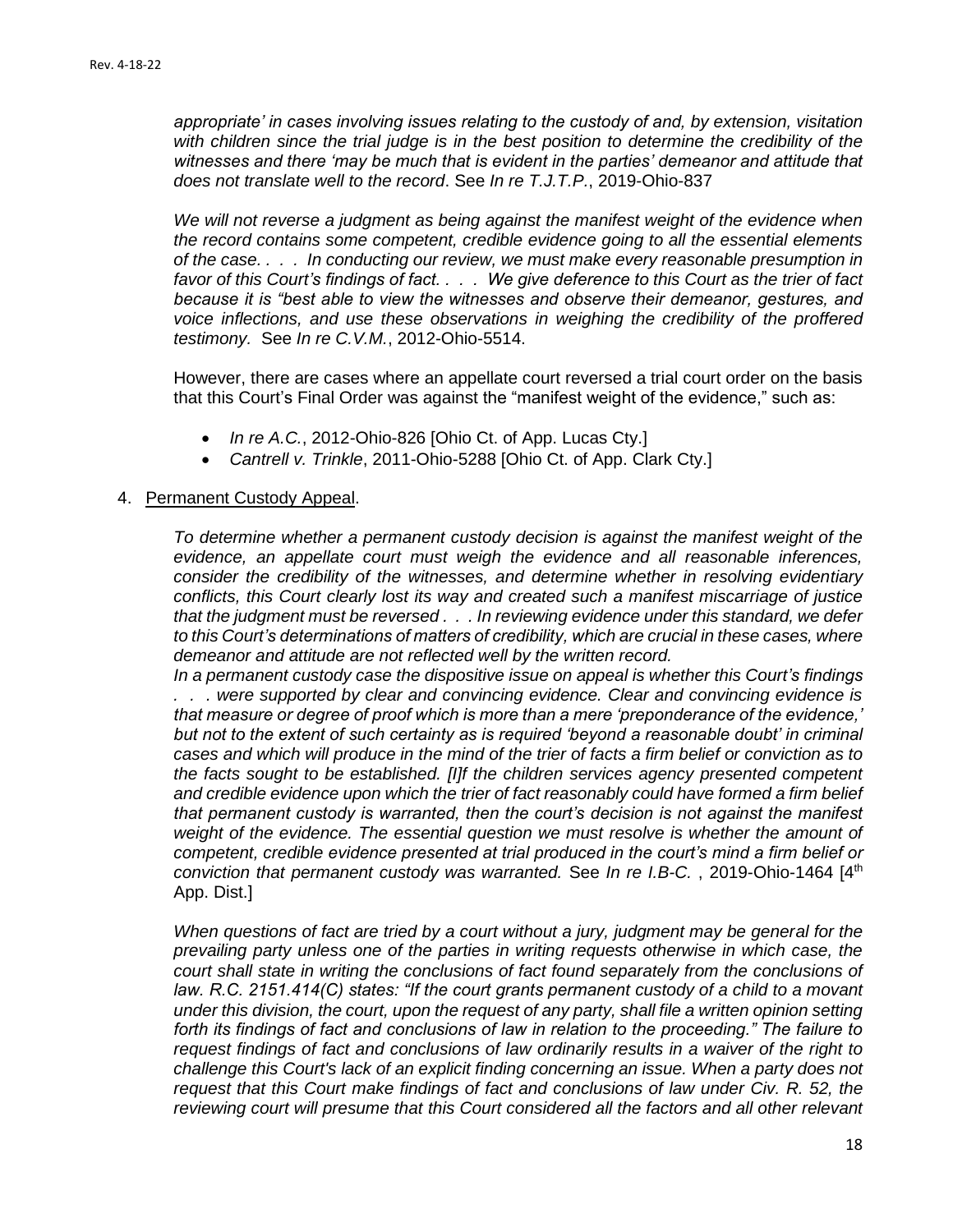*appropriate' in cases involving issues relating to the custody of and, by extension, visitation with children since the trial judge is in the best position to determine the credibility of the witnesses and there 'may be much that is evident in the parties' demeanor and attitude that does not translate well to the record*. See *In re T.J.T.P.*, 2019-Ohio-837

*We will not reverse a judgment as being against the manifest weight of the evidence when the record contains some competent, credible evidence going to all the essential elements of the case. . . . In conducting our review, we must make every reasonable presumption in favor of this Court's findings of fact. . . . We give deference to this Court as the trier of fact because it is "best able to view the witnesses and observe their demeanor, gestures, and voice inflections, and use these observations in weighing the credibility of the proffered testimony.* See *In re C.V.M.*, 2012-Ohio-5514.

However, there are cases where an appellate court reversed a trial court order on the basis that this Court's Final Order was against the "manifest weight of the evidence," such as:

- *In re A.C.*, 2012-Ohio-826 [Ohio Ct. of App. Lucas Cty.]
- *Cantrell v. Trinkle*, 2011-Ohio-5288 [Ohio Ct. of App. Clark Cty.]

4. Permanent Custody Appeal.

*To determine whether a permanent custody decision is against the manifest weight of the evidence, an appellate court must weigh the evidence and all reasonable inferences, consider the credibility of the witnesses, and determine whether in resolving evidentiary conflicts, this Court clearly lost its way and created such a manifest miscarriage of justice that the judgment must be reversed . . . In reviewing evidence under this standard, we defer to this Court's determinations of matters of credibility, which are crucial in these cases, where demeanor and attitude are not reflected well by the written record.*
*In a permanent custody case the dispositive issue on appeal is whether this Court's findings . . . were supported by clear and convincing evidence. Clear and convincing evidence is that measure or degree of proof which is more than a mere 'preponderance of the evidence,' but not to the extent of such certainty as is required 'beyond a reasonable doubt' in criminal cases and which will produce in the mind of the trier of facts a firm belief or conviction as to the facts sought to be established. [I]f the children services agency presented competent and credible evidence upon which the trier of fact reasonably could have formed a firm belief that permanent custody is warranted, then the court's decision is not against the manifest weight of the evidence. The essential question we must resolve is whether the amount of competent, credible evidence presented at trial produced in the court's mind a firm belief or conviction that permanent custody was warranted.* See *In re I.B-C.* , 2019-Ohio-1464 [4th App. Dist.]

*When questions of fact are tried by a court without a jury, judgment may be general for the prevailing party unless one of the parties in writing requests otherwise in which case, the court shall state in writing the conclusions of fact found separately from the conclusions of law. R.C. 2151.414(C) states: "If the court grants permanent custody of a child to a movant under this division, the court, upon the request of any party, shall file a written opinion setting forth its findings of fact and conclusions of law in relation to the proceeding." The failure to request findings of fact and conclusions of law ordinarily results in a waiver of the right to challenge this Court's lack of an explicit finding concerning an issue. When a party does not request that this Court make findings of fact and conclusions of law under Civ. R. 52, the reviewing court will presume that this Court considered all the factors and all other relevant*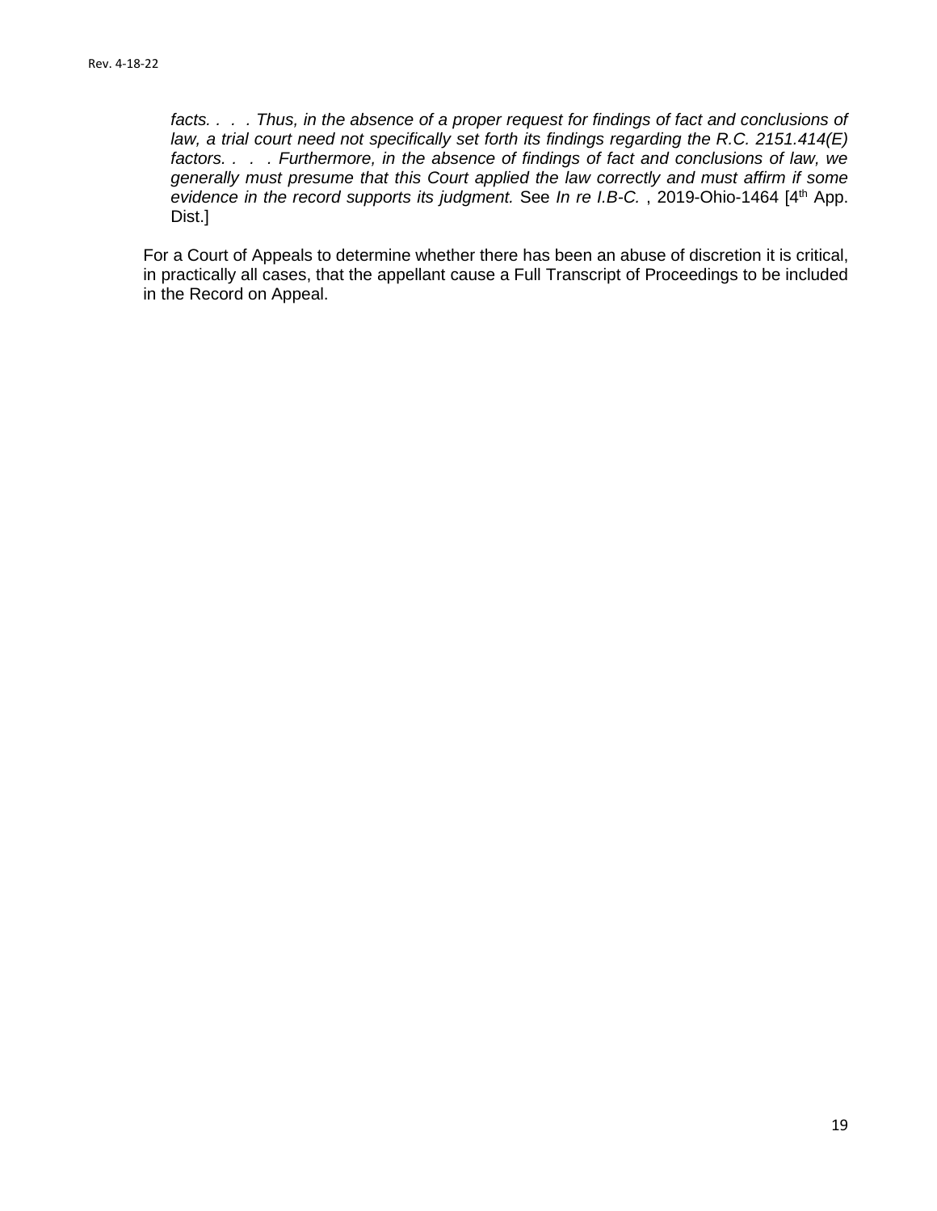> *facts. . . . Thus, in the absence of a proper request for findings of fact and conclusions of law, a trial court need not specifically set forth its findings regarding the R.C. 2151.414(E) factors. . . . Furthermore, in the absence of findings of fact and conclusions of law, we generally must presume that this Court applied the law correctly and must affirm if some evidence in the record supports its judgment.* See *In re I.B-C.* , 2019-Ohio-1464 [4th App. Dist.]

For a Court of Appeals to determine whether there has been an abuse of discretion it is critical, in practically all cases, that the appellant cause a Full Transcript of Proceedings to be included in the Record on Appeal.